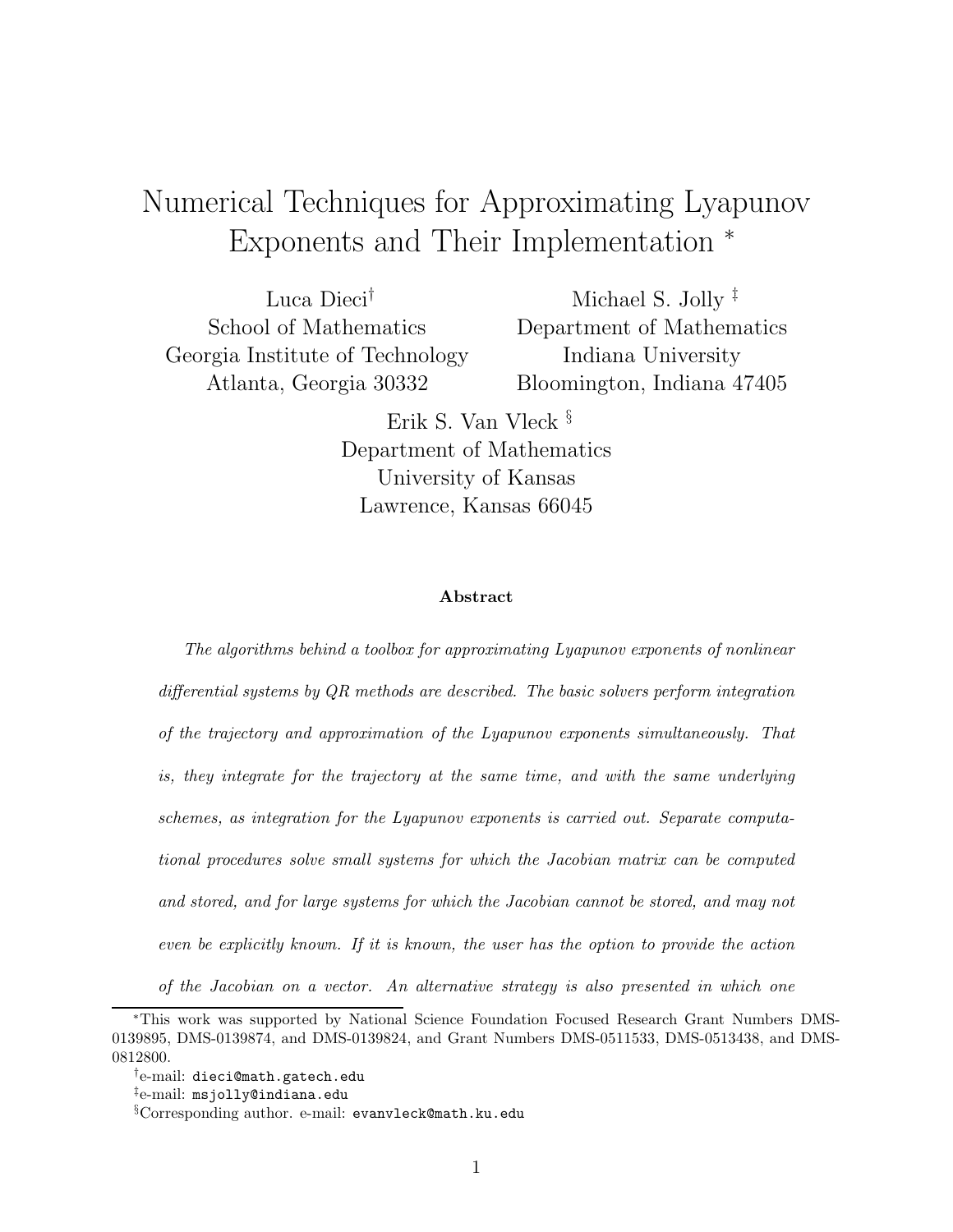# Numerical Techniques for Approximating Lyapunov Exponents and Their Implementation *

Luca Dieci[†]
School of Mathematics
Georgia Institute of Technology
Atlanta, Georgia 30332

Michael S. Jolly [‡]
Department of Mathematics
Indiana University
Bloomington, Indiana 47405

Erik S. Van Vleck [§]
Department of Mathematics
University of Kansas
Lawrence, Kansas 66045

### Abstract

*The algorithms behind a toolbox for approximating Lyapunov exponents of nonlinear differential systems by QR methods are described. The basic solvers perform integration of the trajectory and approximation of the Lyapunov exponents simultaneously. That is, they integrate for the trajectory at the same time, and with the same underlying schemes, as integration for the Lyapunov exponents is carried out. Separate computational procedures solve small systems for which the Jacobian matrix can be computed and stored, and for large systems for which the Jacobian cannot be stored, and may not even be explicitly known. If it is known, the user has the option to provide the action of the Jacobian on a vector. An alternative strategy is also presented in which one*

---

*This work was supported by National Science Foundation Focused Research Grant Numbers DMS-0139895, DMS-0139874, and DMS-0139824, and Grant Numbers DMS-0511533, DMS-0513438, and DMS-0812800.

[†] e-mail: `dieci@math.gatech.edu`

[‡] e-mail: `msjolly@indiana.edu`

[§] Corresponding author. e-mail: `evanvleck@math.ku.edu`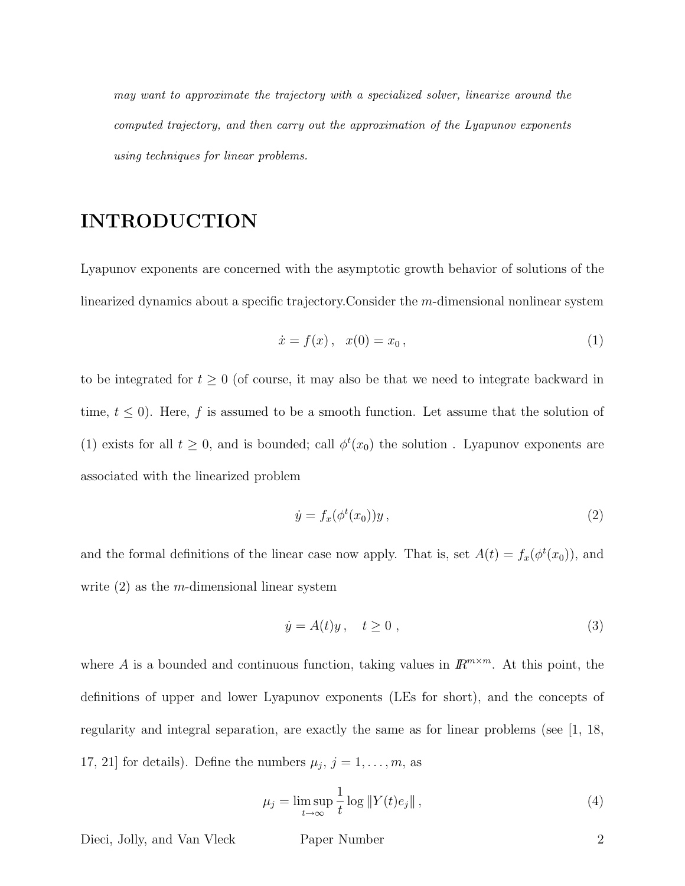*may want to approximate the trajectory with a specialized solver, linearize around the computed trajectory, and then carry out the approximation of the Lyapunov exponents using techniques for linear problems.*

# INTRODUCTION

Lyapunov exponents are concerned with the asymptotic growth behavior of solutions of the linearized dynamics about a specific trajectory.Consider the $m$-dimensional nonlinear system

$$\dot{x} = f(x)\,, \quad x(0) = x_0\,, \tag{1}$$

to be integrated for $t \geq 0$ (of course, it may also be that we need to integrate backward in time, $t \leq 0$). Here, $f$ is assumed to be a smooth function. Let assume that the solution of (1) exists for all $t \geq 0$, and is bounded; call $\phi^t(x_0)$ the solution . Lyapunov exponents are associated with the linearized problem

$$\dot{y} = f_x(\phi^t(x_0))y\,, \tag{2}$$

and the formal definitions of the linear case now apply. That is, set $A(t) = f_x(\phi^t(x_0))$, and write (2) as the $m$-dimensional linear system

$$\dot{y} = A(t)y\,, \quad t \geq 0\ , \tag{3}$$

where $A$ is a bounded and continuous function, taking values in $\mathbb{R}^{m\times m}$. At this point, the definitions of upper and lower Lyapunov exponents (LEs for short), and the concepts of regularity and integral separation, are exactly the same as for linear problems (see [1, 18, 17, 21] for details). Define the numbers $\mu_j$, $j = 1, \ldots, m$, as

$$\mu_j = \limsup_{t\to\infty} \frac{1}{t} \log \|Y(t)e_j\|\,, \tag{4}$$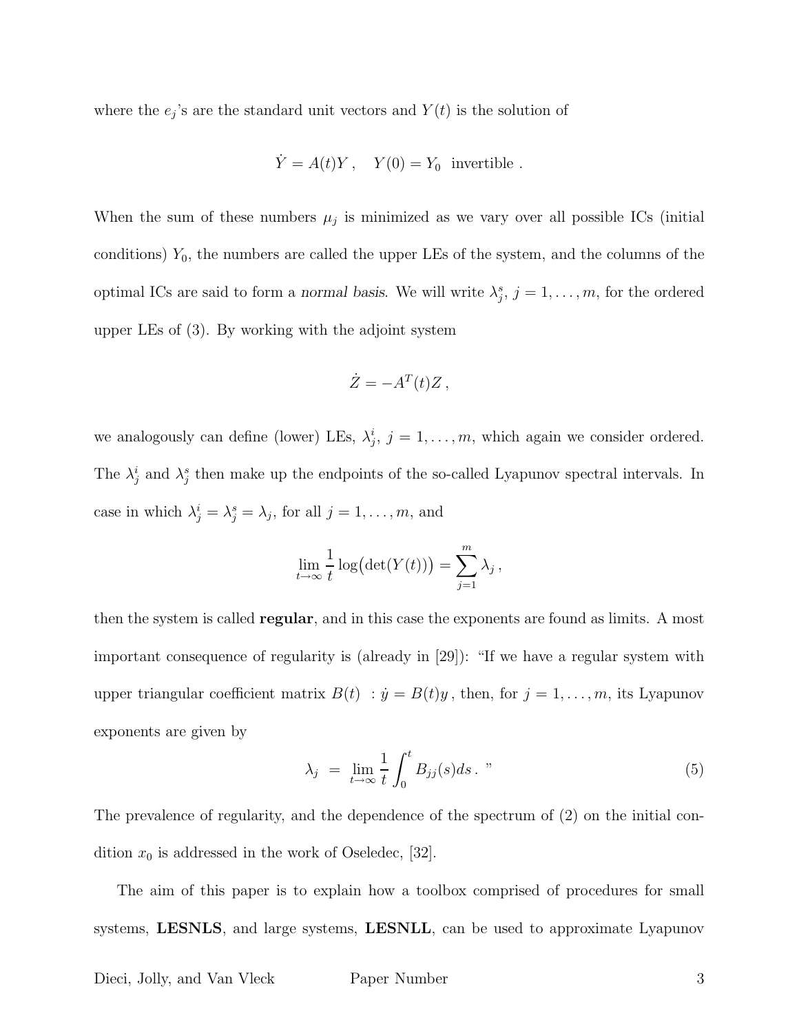where the $e_j$'s are the standard unit vectors and $Y(t)$ is the solution of

$$\dot{Y} = A(t)Y\,, \quad Y(0) = Y_0 \ \text{ invertible}\ .$$

When the sum of these numbers $\mu_j$ is minimized as we vary over all possible ICs (initial conditions) $Y_0$, the numbers are called the upper LEs of the system, and the columns of the optimal ICs are said to form a *normal basis*. We will write $\lambda_j^s$, $j = 1, \ldots, m$, for the ordered upper LEs of (3). By working with the adjoint system

$$\dot{Z} = -A^T(t)Z\,,$$

we analogously can define (lower) LEs, $\lambda_j^i$, $j = 1, \ldots, m$, which again we consider ordered. The $\lambda_j^i$ and $\lambda_j^s$ then make up the endpoints of the so-called Lyapunov spectral intervals. In case in which $\lambda_j^i = \lambda_j^s = \lambda_j$, for all $j = 1, \ldots, m$, and

$$\lim_{t\to\infty} \frac{1}{t} \log\bigl(\det(Y(t))\bigr) = \sum_{j=1}^{m} \lambda_j\,,$$

then the system is called **regular**, and in this case the exponents are found as limits. A most important consequence of regularity is (already in [29]): "If we have a regular system with upper triangular coefficient matrix $B(t)$ : $\dot{y} = B(t)y$, then, for $j = 1, \ldots, m$, its Lyapunov exponents are given by

$$\lambda_j \ = \ \lim_{t\to\infty} \frac{1}{t} \int_0^t B_{jj}(s)ds\,.\ \text{"} \tag{5}$$

The prevalence of regularity, and the dependence of the spectrum of (2) on the initial condition $x_0$ is addressed in the work of Oseledec, [32].

The aim of this paper is to explain how a toolbox comprised of procedures for small systems, **LESNLS**, and large systems, **LESNLL**, can be used to approximate Lyapunov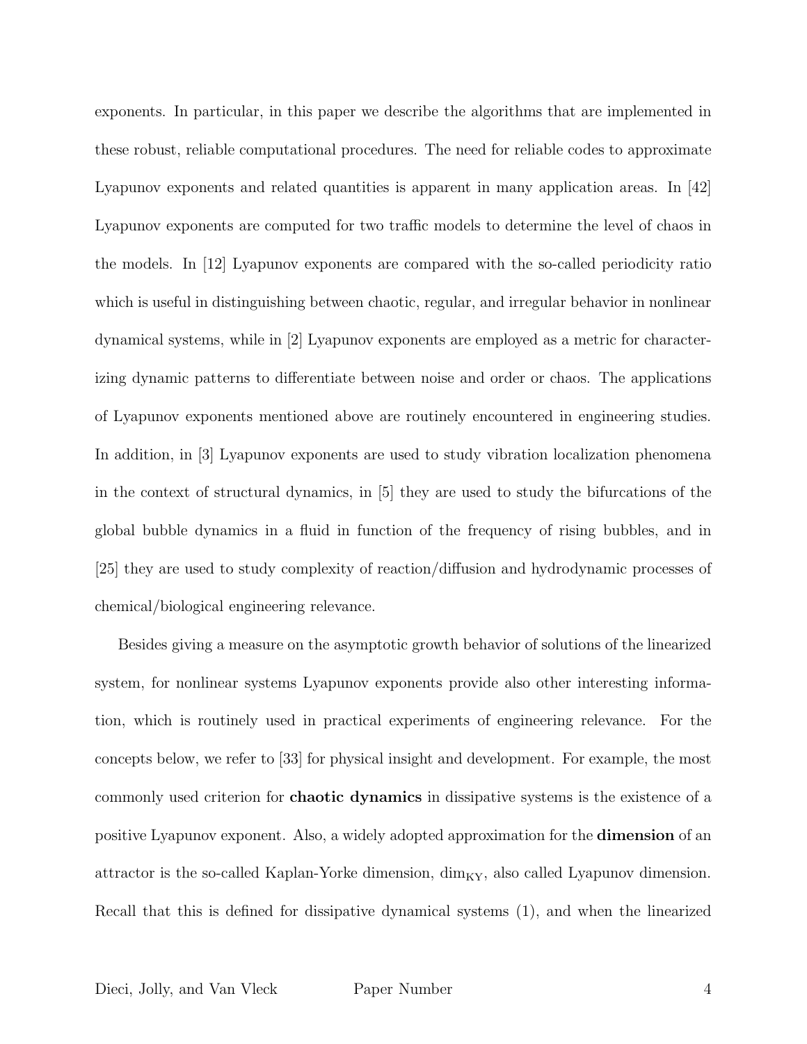exponents. In particular, in this paper we describe the algorithms that are implemented in these robust, reliable computational procedures. The need for reliable codes to approximate Lyapunov exponents and related quantities is apparent in many application areas. In [42] Lyapunov exponents are computed for two traffic models to determine the level of chaos in the models. In [12] Lyapunov exponents are compared with the so-called periodicity ratio which is useful in distinguishing between chaotic, regular, and irregular behavior in nonlinear dynamical systems, while in [2] Lyapunov exponents are employed as a metric for characterizing dynamic patterns to differentiate between noise and order or chaos. The applications of Lyapunov exponents mentioned above are routinely encountered in engineering studies. In addition, in [3] Lyapunov exponents are used to study vibration localization phenomena in the context of structural dynamics, in [5] they are used to study the bifurcations of the global bubble dynamics in a fluid in function of the frequency of rising bubbles, and in [25] they are used to study complexity of reaction/diffusion and hydrodynamic processes of chemical/biological engineering relevance.

Besides giving a measure on the asymptotic growth behavior of solutions of the linearized system, for nonlinear systems Lyapunov exponents provide also other interesting information, which is routinely used in practical experiments of engineering relevance. For the concepts below, we refer to [33] for physical insight and development. For example, the most commonly used criterion for **chaotic dynamics** in dissipative systems is the existence of a positive Lyapunov exponent. Also, a widely adopted approximation for the **dimension** of an attractor is the so-called Kaplan-Yorke dimension, $\dim_{\mathrm{KY}}$, also called Lyapunov dimension. Recall that this is defined for dissipative dynamical systems (1), and when the linearized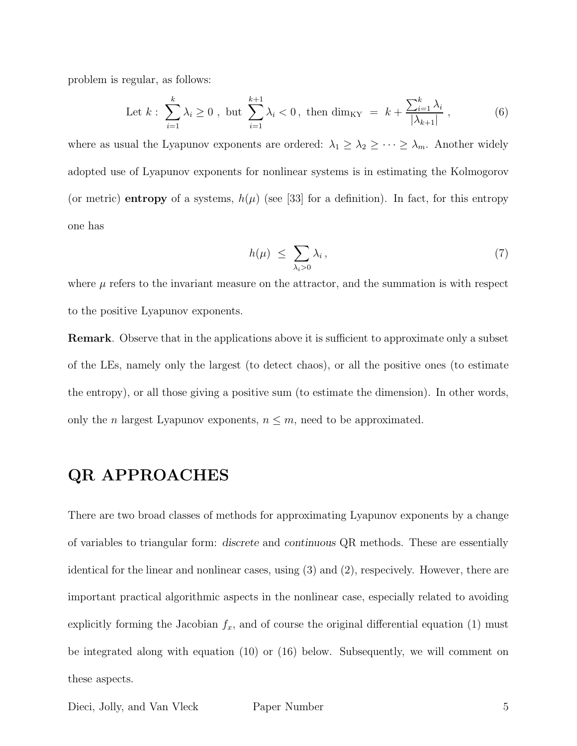problem is regular, as follows:

$$\text{Let } k: \sum_{i=1}^{k} \lambda_i \geq 0 \text{ , but } \sum_{i=1}^{k+1} \lambda_i < 0 \text{, then } \dim_{\text{KY}} \;=\; k + \frac{\sum_{i=1}^{k} \lambda_i}{|\lambda_{k+1}|} \;, \tag{6}$$

where as usual the Lyapunov exponents are ordered: $\lambda_1 \geq \lambda_2 \geq \cdots \geq \lambda_m$. Another widely adopted use of Lyapunov exponents for nonlinear systems is in estimating the Kolmogorov (or metric) **entropy** of a systems, $h(\mu)$ (see [33] for a definition). In fact, for this entropy one has

$$h(\mu) \;\leq\; \sum_{\lambda_i > 0} \lambda_i \,, \tag{7}$$

where $\mu$ refers to the invariant measure on the attractor, and the summation is with respect to the positive Lyapunov exponents.

**Remark**. Observe that in the applications above it is sufficient to approximate only a subset of the LEs, namely only the largest (to detect chaos), or all the positive ones (to estimate the entropy), or all those giving a positive sum (to estimate the dimension). In other words, only the $n$ largest Lyapunov exponents, $n \leq m$, need to be approximated.

# QR APPROACHES

There are two broad classes of methods for approximating Lyapunov exponents by a change of variables to triangular form: *discrete* and *continuous* QR methods. These are essentially identical for the linear and nonlinear cases, using (3) and (2), respecively. However, there are important practical algorithmic aspects in the nonlinear case, especially related to avoiding explicitly forming the Jacobian $f_x$, and of course the original differential equation (1) must be integrated along with equation (10) or (16) below. Subsequently, we will comment on these aspects.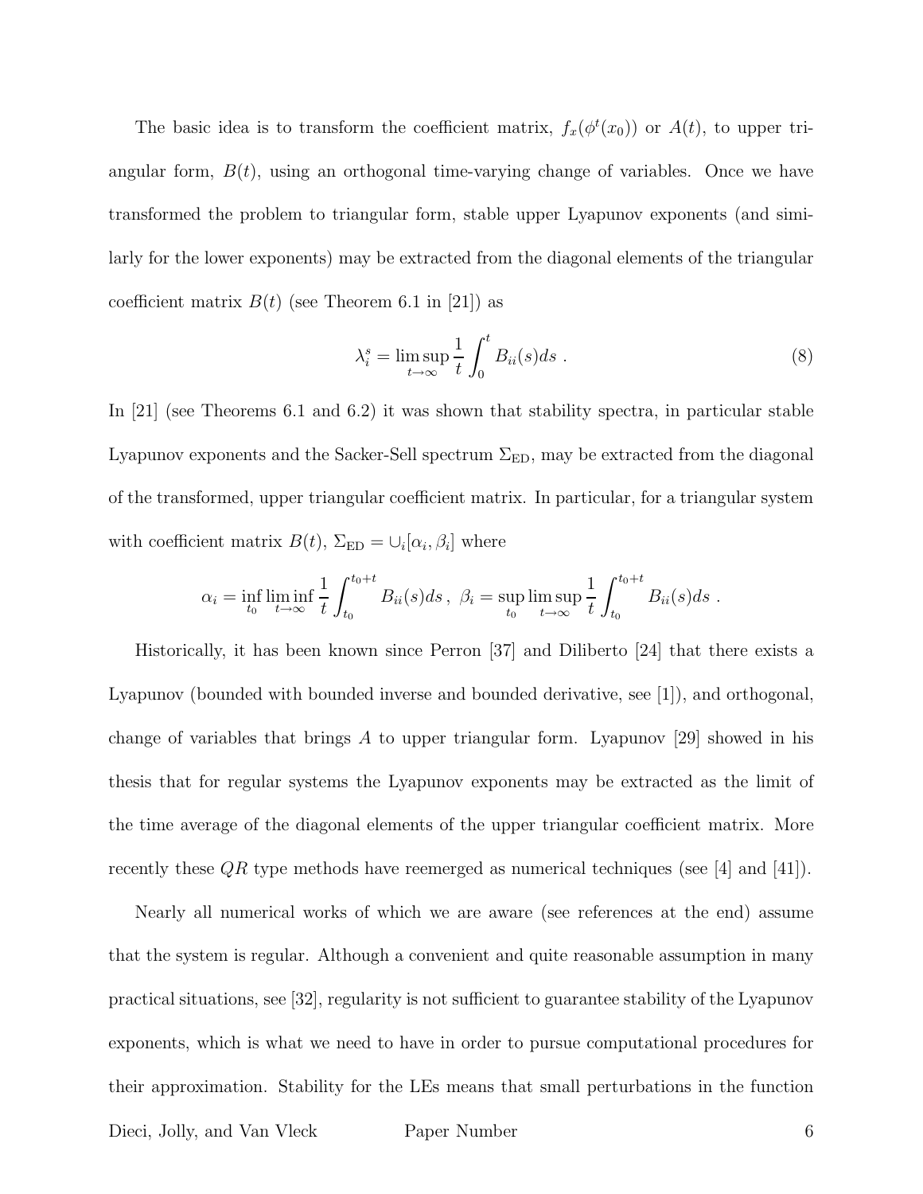The basic idea is to transform the coefficient matrix, $f_x(\phi^t(x_0))$ or $A(t)$, to upper triangular form, $B(t)$, using an orthogonal time-varying change of variables. Once we have transformed the problem to triangular form, stable upper Lyapunov exponents (and similarly for the lower exponents) may be extracted from the diagonal elements of the triangular coefficient matrix $B(t)$ (see Theorem 6.1 in [21]) as

$$\lambda_i^s = \limsup_{t\to\infty} \frac{1}{t}\int_0^t B_{ii}(s)ds \ . \tag{8}$$

In [21] (see Theorems 6.1 and 6.2) it was shown that stability spectra, in particular stable Lyapunov exponents and the Sacker-Sell spectrum $\Sigma_{\rm ED}$, may be extracted from the diagonal of the transformed, upper triangular coefficient matrix. In particular, for a triangular system with coefficient matrix $B(t)$, $\Sigma_{\rm ED} = \cup_i [\alpha_i, \beta_i]$ where

$$\alpha_i = \inf_{t_0} \liminf_{t\to\infty} \frac{1}{t}\int_{t_0}^{t_0+t} B_{ii}(s)ds \ , \ \beta_i = \sup_{t_0} \limsup_{t\to\infty} \frac{1}{t}\int_{t_0}^{t_0+t} B_{ii}(s)ds \ .$$

Historically, it has been known since Perron [37] and Diliberto [24] that there exists a Lyapunov (bounded with bounded inverse and bounded derivative, see [1]), and orthogonal, change of variables that brings $A$ to upper triangular form. Lyapunov [29] showed in his thesis that for regular systems the Lyapunov exponents may be extracted as the limit of the time average of the diagonal elements of the upper triangular coefficient matrix. More recently these $QR$ type methods have reemerged as numerical techniques (see [4] and [41]).

Nearly all numerical works of which we are aware (see references at the end) assume that the system is regular. Although a convenient and quite reasonable assumption in many practical situations, see [32], regularity is not sufficient to guarantee stability of the Lyapunov exponents, which is what we need to have in order to pursue computational procedures for their approximation. Stability for the LEs means that small perturbations in the function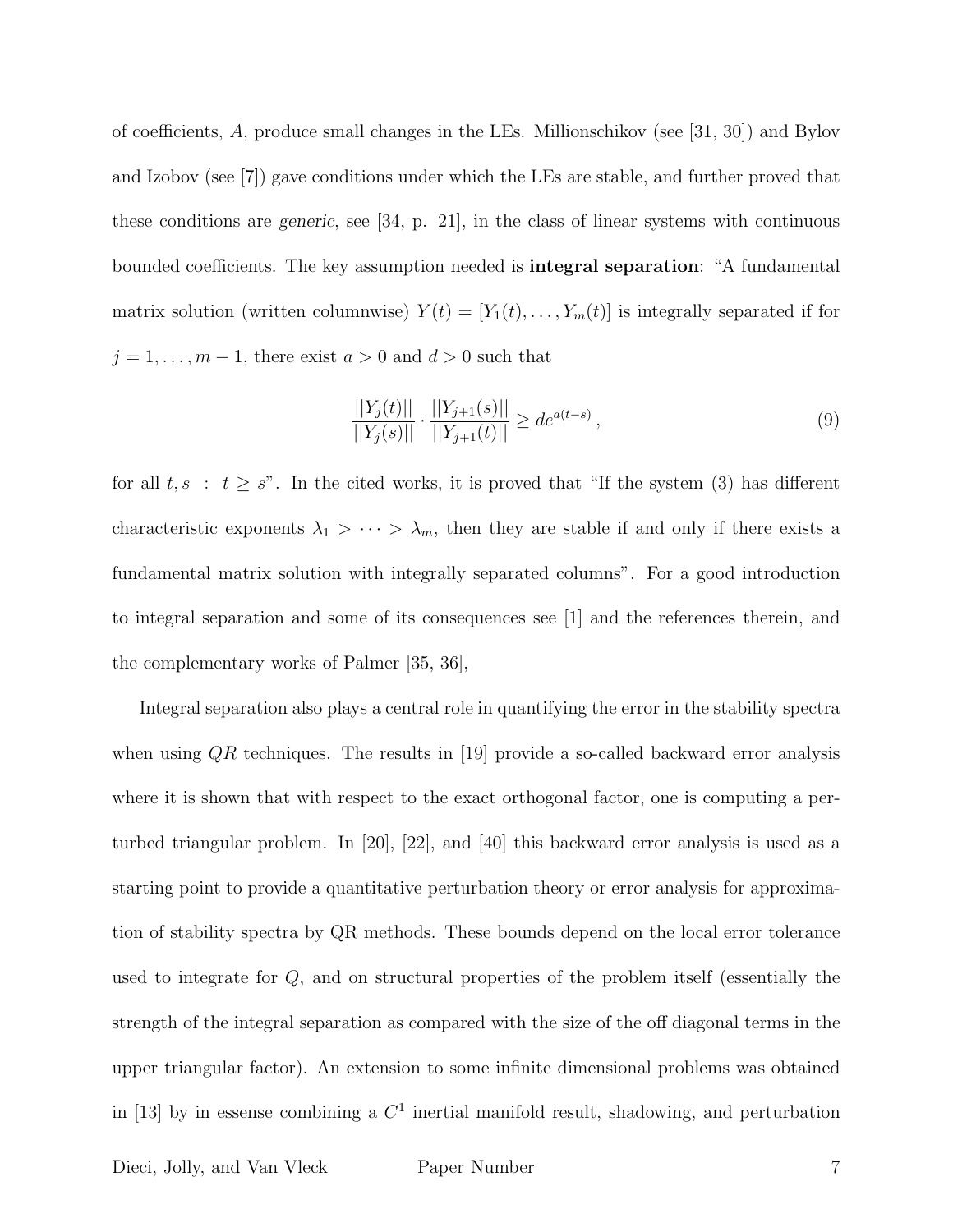of coefficients, $A$, produce small changes in the LEs. Millionschikov (see [31, 30]) and Bylov and Izobov (see [7]) gave conditions under which the LEs are stable, and further proved that these conditions are *generic*, see [34, p. 21], in the class of linear systems with continuous bounded coefficients. The key assumption needed is **integral separation**: "A fundamental matrix solution (written columnwise) $Y(t) = [Y_1(t), \ldots, Y_m(t)]$ is integrally separated if for $j = 1, \ldots, m-1$, there exist $a > 0$ and $d > 0$ such that

$$\frac{||Y_j(t)||}{||Y_j(s)||} \cdot \frac{||Y_{j+1}(s)||}{||Y_{j+1}(t)||} \geq d e^{a(t-s)}\,, \tag{9}$$

for all $t, s \;:\; t \geq s$". In the cited works, it is proved that "If the system (3) has different characteristic exponents $\lambda_1 > \cdots > \lambda_m$, then they are stable if and only if there exists a fundamental matrix solution with integrally separated columns". For a good introduction to integral separation and some of its consequences see [1] and the references therein, and the complementary works of Palmer [35, 36],

Integral separation also plays a central role in quantifying the error in the stability spectra when using $QR$ techniques. The results in [19] provide a so-called backward error analysis where it is shown that with respect to the exact orthogonal factor, one is computing a perturbed triangular problem. In [20], [22], and [40] this backward error analysis is used as a starting point to provide a quantitative perturbation theory or error analysis for approximation of stability spectra by QR methods. These bounds depend on the local error tolerance used to integrate for $Q$, and on structural properties of the problem itself (essentially the strength of the integral separation as compared with the size of the off diagonal terms in the upper triangular factor). An extension to some infinite dimensional problems was obtained in [13] by in essense combining a $C^1$ inertial manifold result, shadowing, and perturbation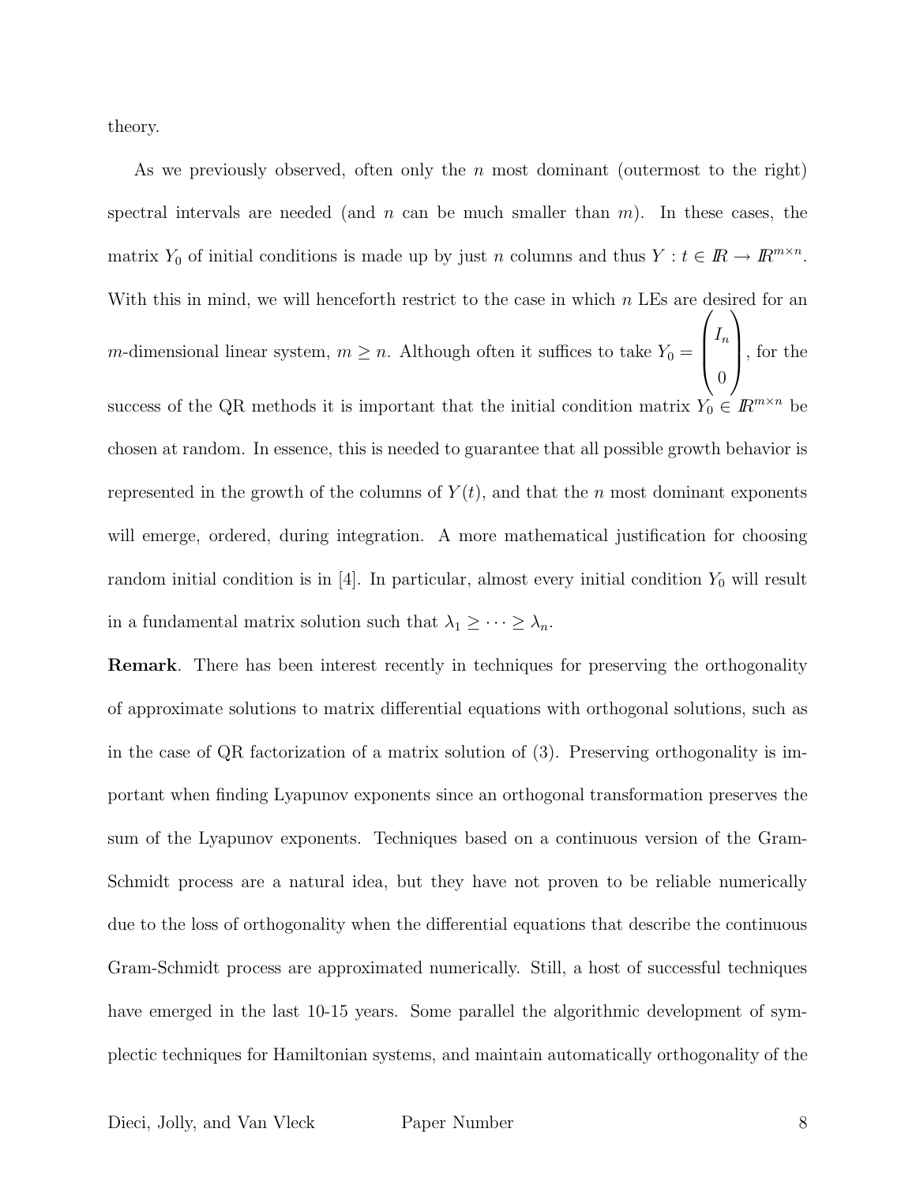theory.

As we previously observed, often only the $n$ most dominant (outermost to the right) spectral intervals are needed (and $n$ can be much smaller than $m$). In these cases, the matrix $Y_0$ of initial conditions is made up by just $n$ columns and thus $Y : t \in \mathbb{R} \to \mathbb{R}^{m \times n}$. With this in mind, we will henceforth restrict to the case in which $n$ LEs are desired for an $m$-dimensional linear system, $m \geq n$. Although often it suffices to take $Y_0 = \begin{pmatrix} I_n \\ 0 \end{pmatrix}$, for the success of the QR methods it is important that the initial condition matrix $Y_0 \in \mathbb{R}^{m \times n}$ be chosen at random. In essence, this is needed to guarantee that all possible growth behavior is represented in the growth of the columns of $Y(t)$, and that the $n$ most dominant exponents will emerge, ordered, during integration. A more mathematical justification for choosing random initial condition is in [4]. In particular, almost every initial condition $Y_0$ will result in a fundamental matrix solution such that $\lambda_1 \geq \cdots \geq \lambda_n$.

**Remark**. There has been interest recently in techniques for preserving the orthogonality of approximate solutions to matrix differential equations with orthogonal solutions, such as in the case of QR factorization of a matrix solution of (3). Preserving orthogonality is important when finding Lyapunov exponents since an orthogonal transformation preserves the sum of the Lyapunov exponents. Techniques based on a continuous version of the Gram-Schmidt process are a natural idea, but they have not proven to be reliable numerically due to the loss of orthogonality when the differential equations that describe the continuous Gram-Schmidt process are approximated numerically. Still, a host of successful techniques have emerged in the last 10-15 years. Some parallel the algorithmic development of symplectic techniques for Hamiltonian systems, and maintain automatically orthogonality of the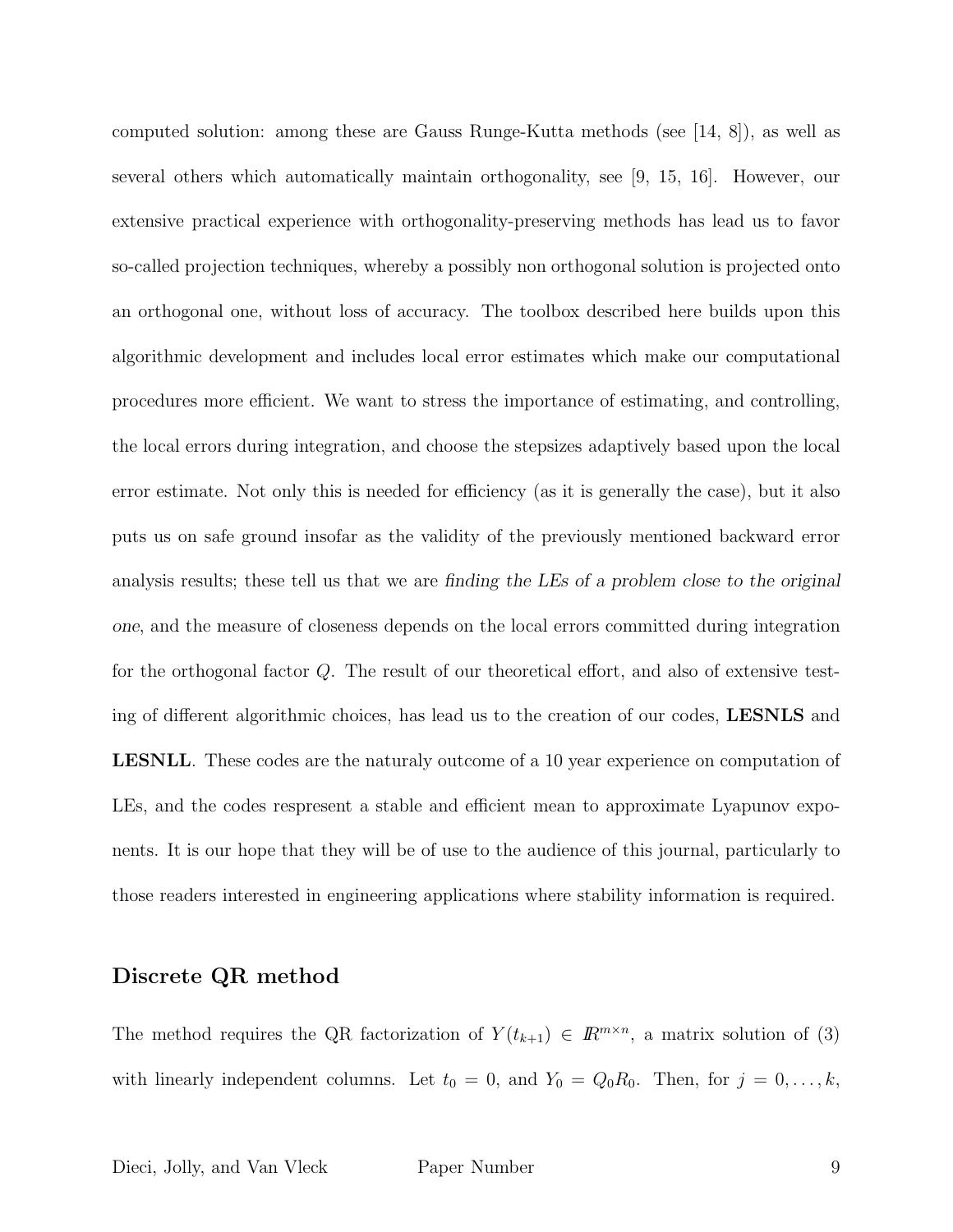computed solution: among these are Gauss Runge-Kutta methods (see [14, 8]), as well as several others which automatically maintain orthogonality, see [9, 15, 16]. However, our extensive practical experience with orthogonality-preserving methods has lead us to favor so-called projection techniques, whereby a possibly non orthogonal solution is projected onto an orthogonal one, without loss of accuracy. The toolbox described here builds upon this algorithmic development and includes local error estimates which make our computational procedures more efficient. We want to stress the importance of estimating, and controlling, the local errors during integration, and choose the stepsizes adaptively based upon the local error estimate. Not only this is needed for efficiency (as it is generally the case), but it also puts us on safe ground insofar as the validity of the previously mentioned backward error analysis results; these tell us that we are *finding the LEs of a problem close to the original one*, and the measure of closeness depends on the local errors committed during integration for the orthogonal factor $Q$. The result of our theoretical effort, and also of extensive testing of different algorithmic choices, has lead us to the creation of our codes, **LESNLS** and **LESNLL**. These codes are the naturaly outcome of a 10 year experience on computation of LEs, and the codes respresent a stable and efficient mean to approximate Lyapunov exponents. It is our hope that they will be of use to the audience of this journal, particularly to those readers interested in engineering applications where stability information is required.

## Discrete QR method

The method requires the QR factorization of $Y(t_{k+1}) \in I\!R^{m\times n}$, a matrix solution of (3) with linearly independent columns. Let $t_0 = 0$, and $Y_0 = Q_0R_0$. Then, for $j = 0, \ldots, k$,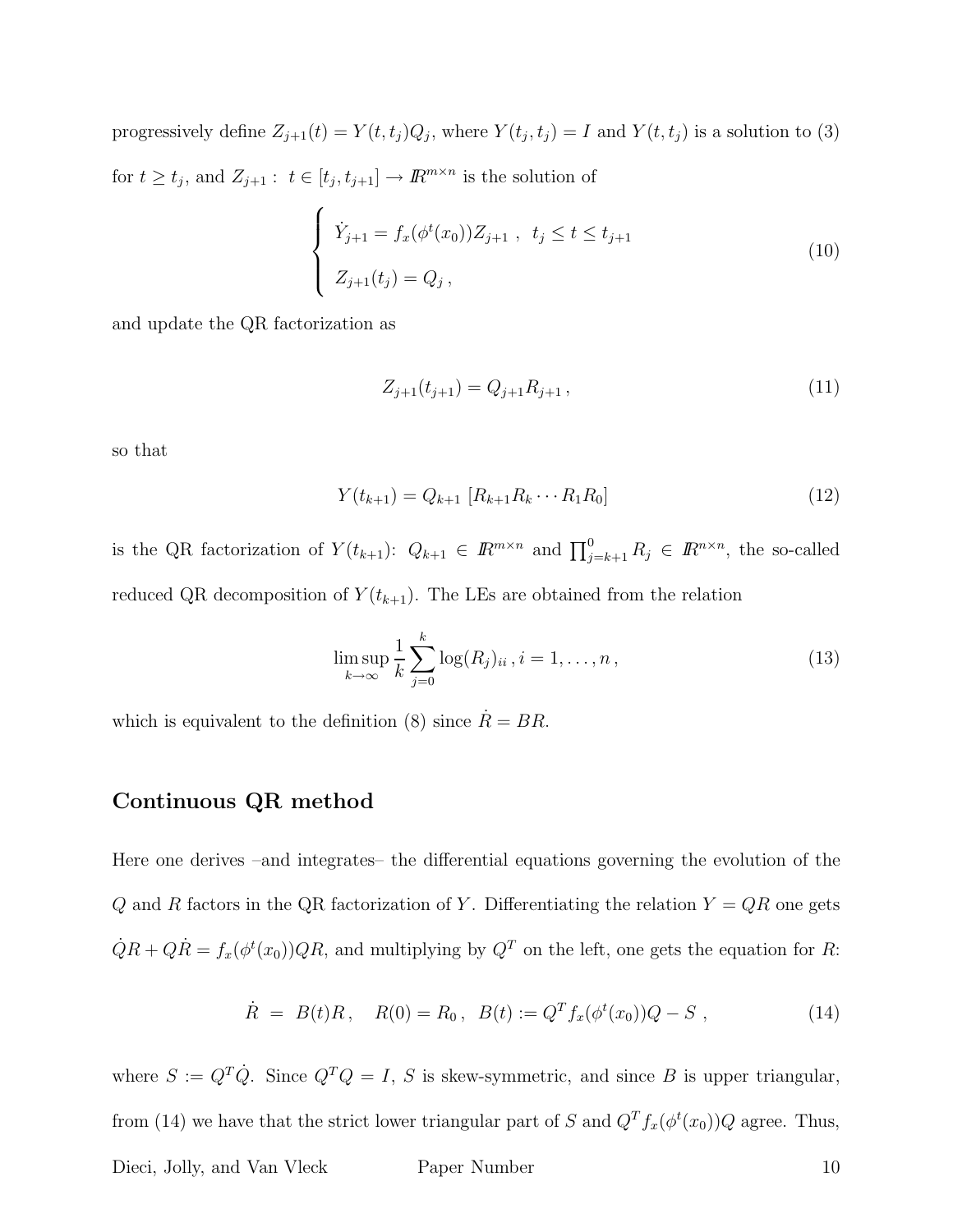progressively define $Z_{j+1}(t) = Y(t, t_j)Q_j$, where $Y(t_j, t_j) = I$ and $Y(t, t_j)$ is a solution to (3) for $t \geq t_j$, and $Z_{j+1}: \ t \in [t_j, t_{j+1}] \to \mathbb{R}^{m \times n}$ is the solution of

$$
\begin{cases}
\dot{Y}_{j+1} = f_x(\phi^t(x_0)) Z_{j+1} \ , \ \ t_j \leq t \leq t_{j+1} \\[2ex]
Z_{j+1}(t_j) = Q_j \, ,
\end{cases}
\tag{10}
$$

and update the QR factorization as

$$
Z_{j+1}(t_{j+1}) = Q_{j+1} R_{j+1} \, , \tag{11}
$$

so that

$$
Y(t_{k+1}) = Q_{k+1} \, [R_{k+1} R_k \cdots R_1 R_0] \tag{12}
$$

is the QR factorization of $Y(t_{k+1})$: $Q_{k+1} \in \mathbb{R}^{m \times n}$ and $\prod_{j=k+1}^{0} R_j \in \mathbb{R}^{n \times n}$, the so-called reduced QR decomposition of $Y(t_{k+1})$. The LEs are obtained from the relation

$$
\limsup_{k \to \infty} \frac{1}{k} \sum_{j=0}^{k} \log (R_j)_{ii} \, , i = 1, \ldots, n \, , \tag{13}
$$

which is equivalent to the definition (8) since $\dot{R} = BR$.

## Continuous QR method

Here one derives –and integrates– the differential equations governing the evolution of the $Q$ and $R$ factors in the QR factorization of $Y$. Differentiating the relation $Y = QR$ one gets $\dot{Q}R + Q\dot{R} = f_x(\phi^t(x_0))QR$, and multiplying by $Q^T$ on the left, one gets the equation for $R$:

$$
\dot{R} \ = \ B(t) R \, , \quad R(0) = R_0 \, , \ B(t) := Q^T f_x(\phi^t(x_0)) Q - S \ , \tag{14}
$$

where $S := Q^T \dot{Q}$. Since $Q^T Q = I$, $S$ is skew-symmetric, and since $B$ is upper triangular, from (14) we have that the strict lower triangular part of $S$ and $Q^T f_x(\phi^t(x_0))Q$ agree. Thus,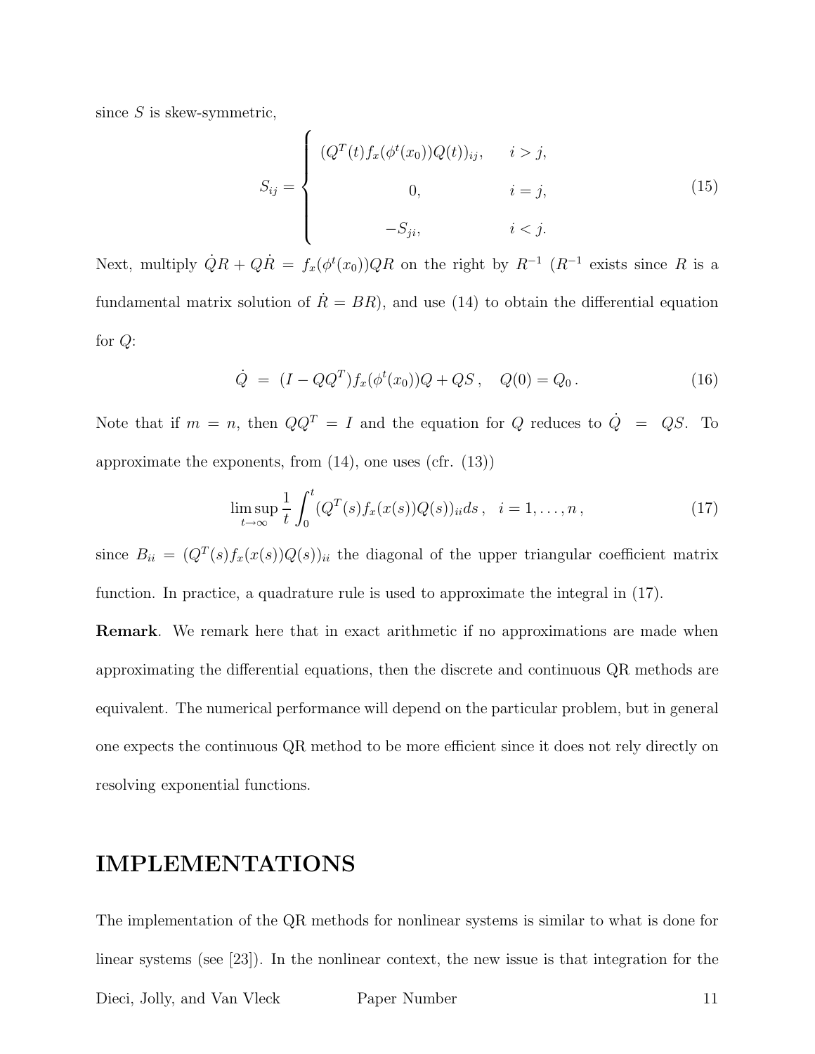since $S$ is skew-symmetric,

$$
S_{ij} = \begin{cases} (Q^T(t)f_x(\phi^t(x_0))Q(t))_{ij}, & i > j, \\ 0, & i = j, \\ -S_{ji}, & i < j. \end{cases} \tag{15}
$$

Next, multiply $\dot{Q}R + Q\dot{R} = f_x(\phi^t(x_0))QR$ on the right by $R^{-1}$ ($R^{-1}$ exists since $R$ is a fundamental matrix solution of $\dot{R} = BR$), and use (14) to obtain the differential equation for $Q$:

$$
\dot{Q} \; = \; (I - QQ^T)f_x(\phi^t(x_0))Q + QS \,, \quad Q(0) = Q_0 \,. \tag{16}
$$

Note that if $m = n$, then $QQ^T = I$ and the equation for $Q$ reduces to $\dot{Q} \; = \; QS$. To approximate the exponents, from (14), one uses (cfr. (13))

$$
\limsup_{t\to\infty} \frac{1}{t} \int_0^t (Q^T(s)f_x(x(s))Q(s))_{ii} ds \,, \quad i = 1, \ldots, n \,, \tag{17}
$$

since $B_{ii} = (Q^T(s)f_x(x(s))Q(s))_{ii}$ the diagonal of the upper triangular coefficient matrix function. In practice, a quadrature rule is used to approximate the integral in (17).

**Remark**. We remark here that in exact arithmetic if no approximations are made when approximating the differential equations, then the discrete and continuous QR methods are equivalent. The numerical performance will depend on the particular problem, but in general one expects the continuous QR method to be more efficient since it does not rely directly on resolving exponential functions.

# IMPLEMENTATIONS

The implementation of the QR methods for nonlinear systems is similar to what is done for linear systems (see [23]). In the nonlinear context, the new issue is that integration for the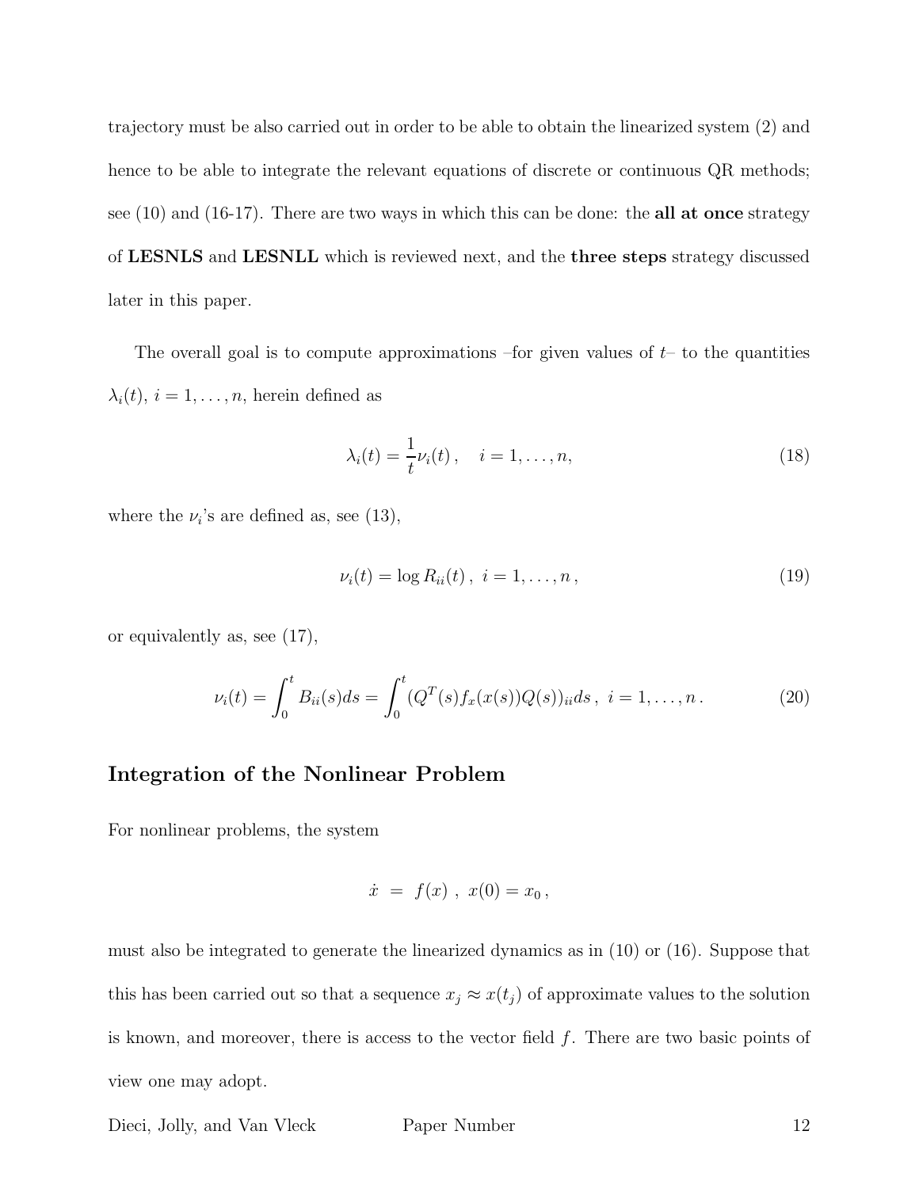trajectory must be also carried out in order to be able to obtain the linearized system (2) and hence to be able to integrate the relevant equations of discrete or continuous QR methods; see (10) and (16-17). There are two ways in which this can be done: the **all at once** strategy of **LESNLS** and **LESNLL** which is reviewed next, and the **three steps** strategy discussed later in this paper.

The overall goal is to compute approximations –for given values of $t$– to the quantities $\lambda_i(t)$, $i = 1, \ldots, n$, herein defined as

$$\lambda_i(t) = \frac{1}{t}\nu_i(t)\,, \quad i = 1, \ldots, n, \tag{18}$$

where the $\nu_i$'s are defined as, see (13),

$$\nu_i(t) = \log R_{ii}(t)\,,\ i = 1, \ldots, n\,, \tag{19}$$

or equivalently as, see (17),

$$\nu_i(t) = \int_0^t B_{ii}(s)ds = \int_0^t (Q^T(s) f_x(x(s)) Q(s))_{ii} ds\,,\ i = 1, \ldots, n\,. \tag{20}$$

## Integration of the Nonlinear Problem

For nonlinear problems, the system

$$\dot{x} \ = \ f(x)\ ,\ x(0) = x_0\,,$$

must also be integrated to generate the linearized dynamics as in (10) or (16). Suppose that this has been carried out so that a sequence $x_j \approx x(t_j)$ of approximate values to the solution is known, and moreover, there is access to the vector field $f$. There are two basic points of view one may adopt.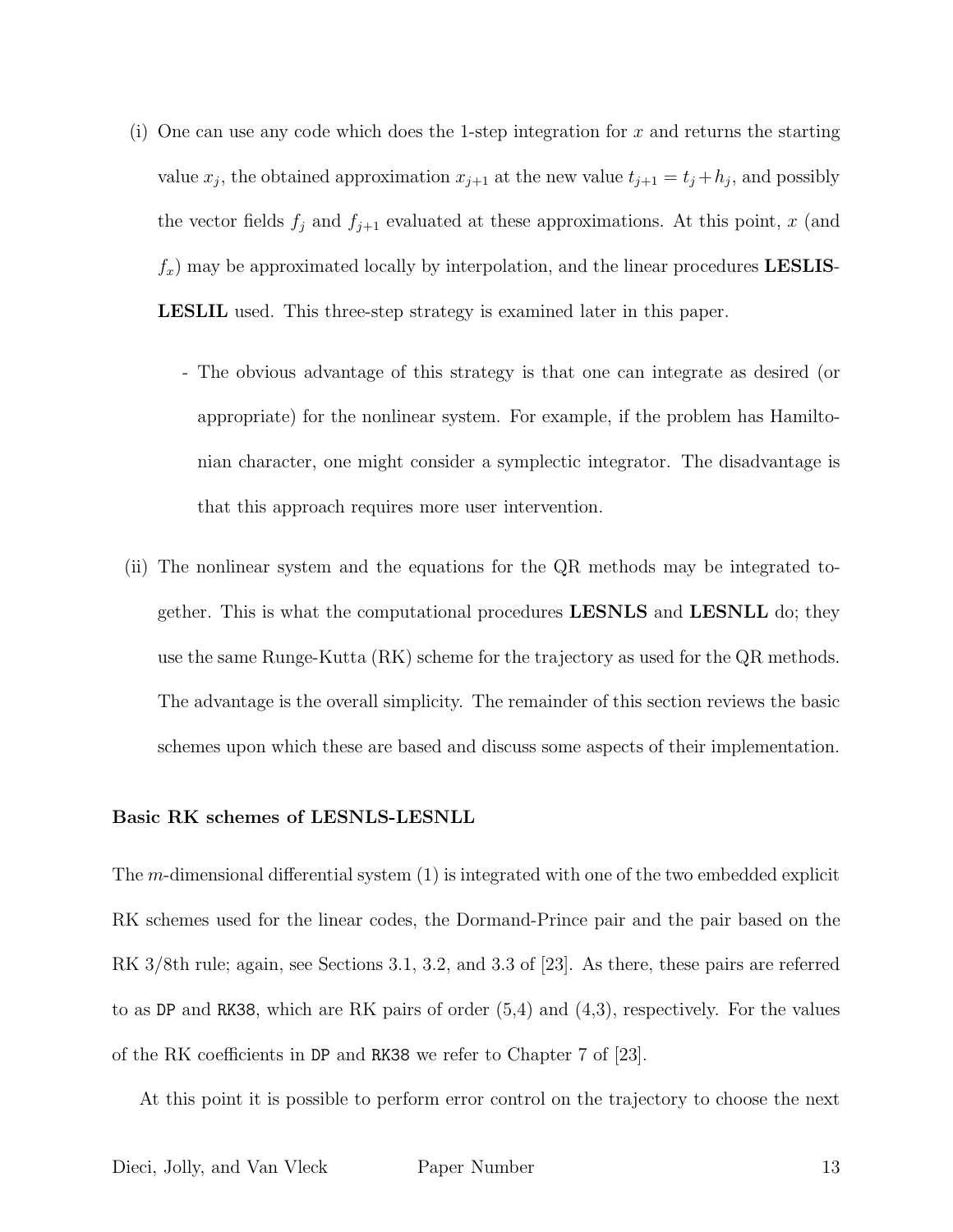(i) One can use any code which does the 1-step integration for $x$ and returns the starting value $x_j$, the obtained approximation $x_{j+1}$ at the new value $t_{j+1} = t_j + h_j$, and possibly the vector fields $f_j$ and $f_{j+1}$ evaluated at these approximations. At this point, $x$ (and $f_x$) may be approximated locally by interpolation, and the linear procedures **LESLIS-LESLIL** used. This three-step strategy is examined later in this paper.

   - The obvious advantage of this strategy is that one can integrate as desired (or appropriate) for the nonlinear system. For example, if the problem has Hamiltonian character, one might consider a symplectic integrator. The disadvantage is that this approach requires more user intervention.

(ii) The nonlinear system and the equations for the QR methods may be integrated together. This is what the computational procedures **LESNLS** and **LESNLL** do; they use the same Runge-Kutta (RK) scheme for the trajectory as used for the QR methods. The advantage is the overall simplicity. The remainder of this section reviews the basic schemes upon which these are based and discuss some aspects of their implementation.

**Basic RK schemes of LESNLS-LESNLL**

The $m$-dimensional differential system (1) is integrated with one of the two embedded explicit RK schemes used for the linear codes, the Dormand-Prince pair and the pair based on the RK 3/8th rule; again, see Sections 3.1, 3.2, and 3.3 of [23]. As there, these pairs are referred to as `DP` and `RK38`, which are RK pairs of order (5,4) and (4,3), respectively. For the values of the RK coefficients in `DP` and `RK38` we refer to Chapter 7 of [23].

At this point it is possible to perform error control on the trajectory to choose the next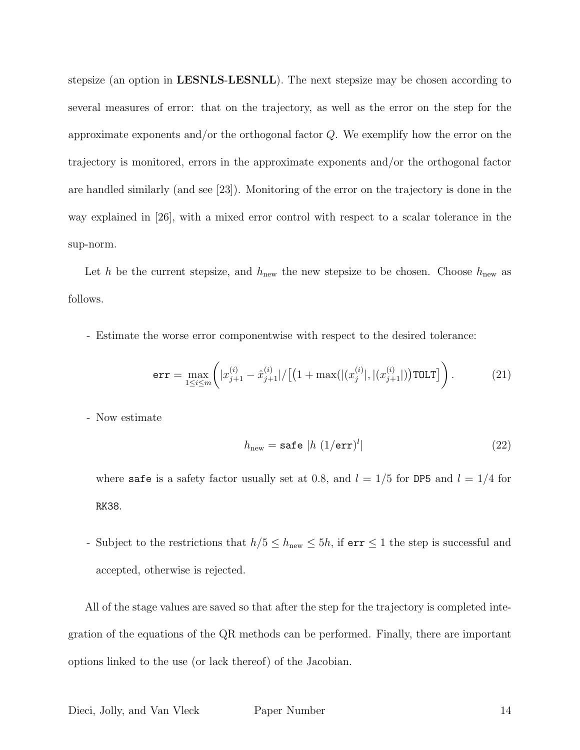stepsize (an option in **LESNLS-LESNLL**). The next stepsize may be chosen according to several measures of error: that on the trajectory, as well as the error on the step for the approximate exponents and/or the orthogonal factor $Q$. We exemplify how the error on the trajectory is monitored, errors in the approximate exponents and/or the orthogonal factor are handled similarly (and see [23]). Monitoring of the error on the trajectory is done in the way explained in [26], with a mixed error control with respect to a scalar tolerance in the sup-norm.

Let $h$ be the current stepsize, and $h_{\text{new}}$ the new stepsize to be chosen. Choose $h_{\text{new}}$ as follows.

- Estimate the worse error componentwise with respect to the desired tolerance:

$$\texttt{err} = \max_{1 \le i \le m} \left( |x_{j+1}^{(i)} - \hat{x}_{j+1}^{(i)}| / \left[ \left(1 + \max(|(x_j^{(i)}|, |(x_{j+1}^{(i)}|) \right) \texttt{TOLT} \right] \right). \tag{21}$$

- Now estimate

$$h_{\text{new}} = \texttt{safe} \ |h \ (1/\texttt{err})^l| \tag{22}$$

  where `safe` is a safety factor usually set at 0.8, and $l = 1/5$ for `DP5` and $l = 1/4$ for `RK38`.

- Subject to the restrictions that $h/5 \le h_{\text{new}} \le 5h$, if $\texttt{err} \le 1$ the step is successful and accepted, otherwise is rejected.

All of the stage values are saved so that after the step for the trajectory is completed integration of the equations of the QR methods can be performed. Finally, there are important options linked to the use (or lack thereof) of the Jacobian.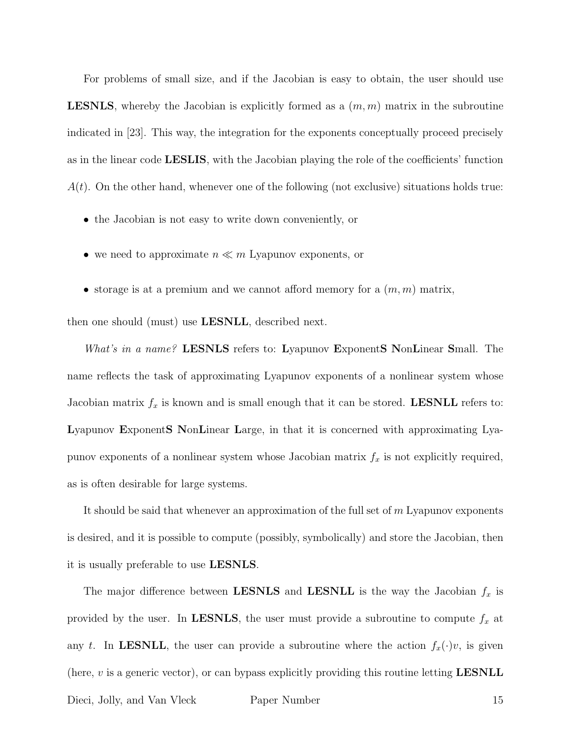For problems of small size, and if the Jacobian is easy to obtain, the user should use **LESNLS**, whereby the Jacobian is explicitly formed as a $(m, m)$ matrix in the subroutine indicated in [23]. This way, the integration for the exponents conceptually proceed precisely as in the linear code **LESLIS**, with the Jacobian playing the role of the coefficients' function $A(t)$. On the other hand, whenever one of the following (not exclusive) situations holds true:

- the Jacobian is not easy to write down conveniently, or
- we need to approximate $n \ll m$ Lyapunov exponents, or
- storage is at a premium and we cannot afford memory for a $(m, m)$ matrix,

then one should (must) use **LESNLL**, described next.

*What's in a name?* **LESNLS** refers to: **L**yapunov **E**xponent**S** **N**on**L**inear **S**mall. The name reflects the task of approximating Lyapunov exponents of a nonlinear system whose Jacobian matrix $f_x$ is known and is small enough that it can be stored. **LESNLL** refers to: **L**yapunov **E**xponent**S** **N**on**L**inear **L**arge, in that it is concerned with approximating Lyapunov exponents of a nonlinear system whose Jacobian matrix $f_x$ is not explicitly required, as is often desirable for large systems.

It should be said that whenever an approximation of the full set of $m$ Lyapunov exponents is desired, and it is possible to compute (possibly, symbolically) and store the Jacobian, then it is usually preferable to use **LESNLS**.

The major difference between **LESNLS** and **LESNLL** is the way the Jacobian $f_x$ is provided by the user. In **LESNLS**, the user must provide a subroutine to compute $f_x$ at any $t$. In **LESNLL**, the user can provide a subroutine where the action $f_x(\cdot)v$, is given (here, $v$ is a generic vector), or can bypass explicitly providing this routine letting **LESNLL**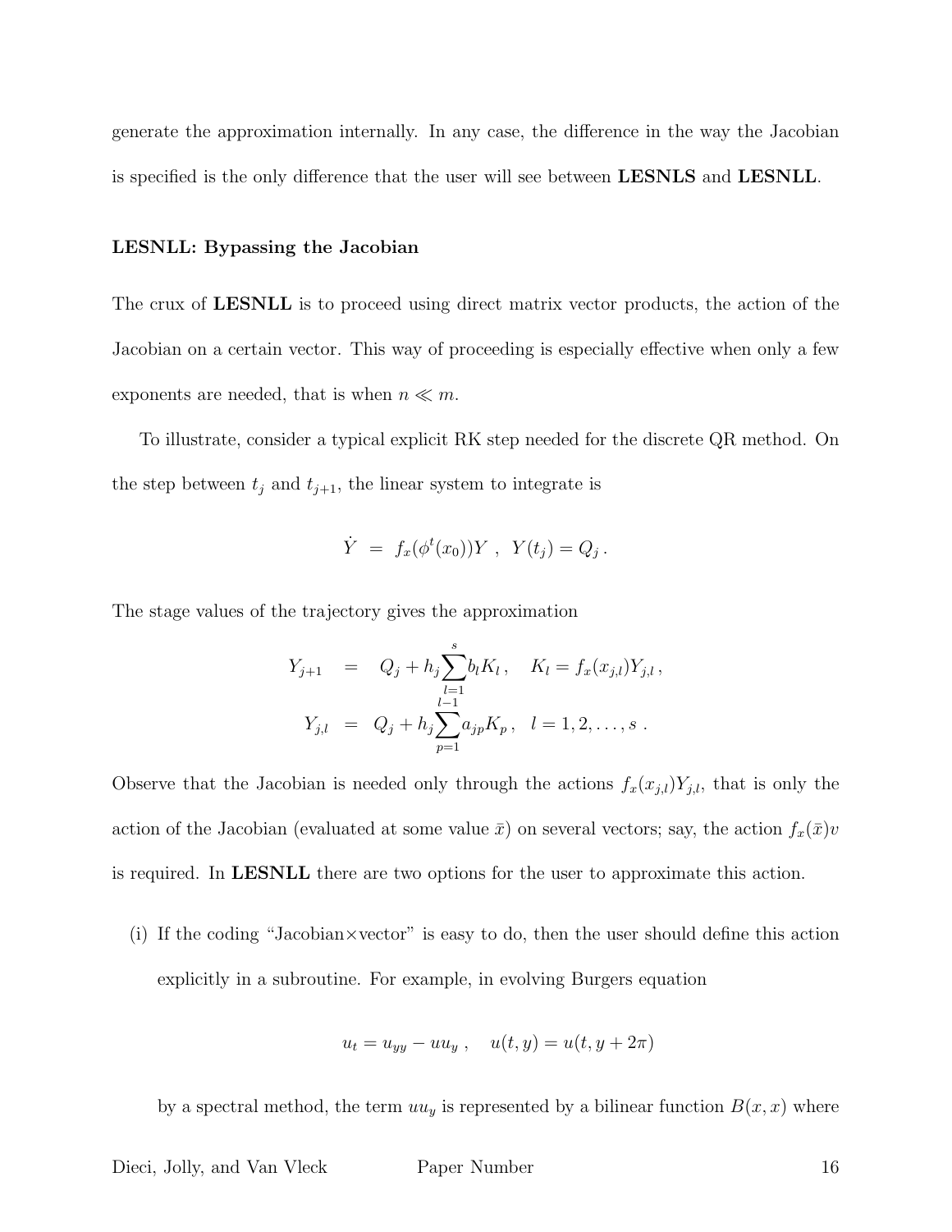generate the approximation internally. In any case, the difference in the way the Jacobian is specified is the only difference that the user will see between **LESNLS** and **LESNLL**.

### LESNLL: Bypassing the Jacobian

The crux of **LESNLL** is to proceed using direct matrix vector products, the action of the Jacobian on a certain vector. This way of proceeding is especially effective when only a few exponents are needed, that is when $n \ll m$.

To illustrate, consider a typical explicit RK step needed for the discrete QR method. On the step between $t_j$ and $t_{j+1}$, the linear system to integrate is

$$\dot{Y} \;=\; f_x(\phi^t(x_0))Y \;,\;\; Y(t_j) = Q_j \,.$$

The stage values of the trajectory gives the approximation

$$\begin{aligned} Y_{j+1} &= Q_j + h_j \sum_{l=1}^{s} b_l K_l \,, \quad K_l = f_x(x_{j,l}) Y_{j,l} \,, \\ Y_{j,l} &= Q_j + h_j \sum_{p=1}^{l-1} a_{jp} K_p \,, \quad l = 1, 2, \ldots, s \,. \end{aligned}$$

Observe that the Jacobian is needed only through the actions $f_x(x_{j,l})Y_{j,l}$, that is only the action of the Jacobian (evaluated at some value $\bar{x}$) on several vectors; say, the action $f_x(\bar{x})v$ is required. In **LESNLL** there are two options for the user to approximate this action.

(i) If the coding "Jacobian×vector" is easy to do, then the user should define this action explicitly in a subroutine. For example, in evolving Burgers equation

$$u_t = u_{yy} - uu_y \;, \quad u(t, y) = u(t, y + 2\pi)$$

by a spectral method, the term $uu_y$ is represented by a bilinear function $B(x, x)$ where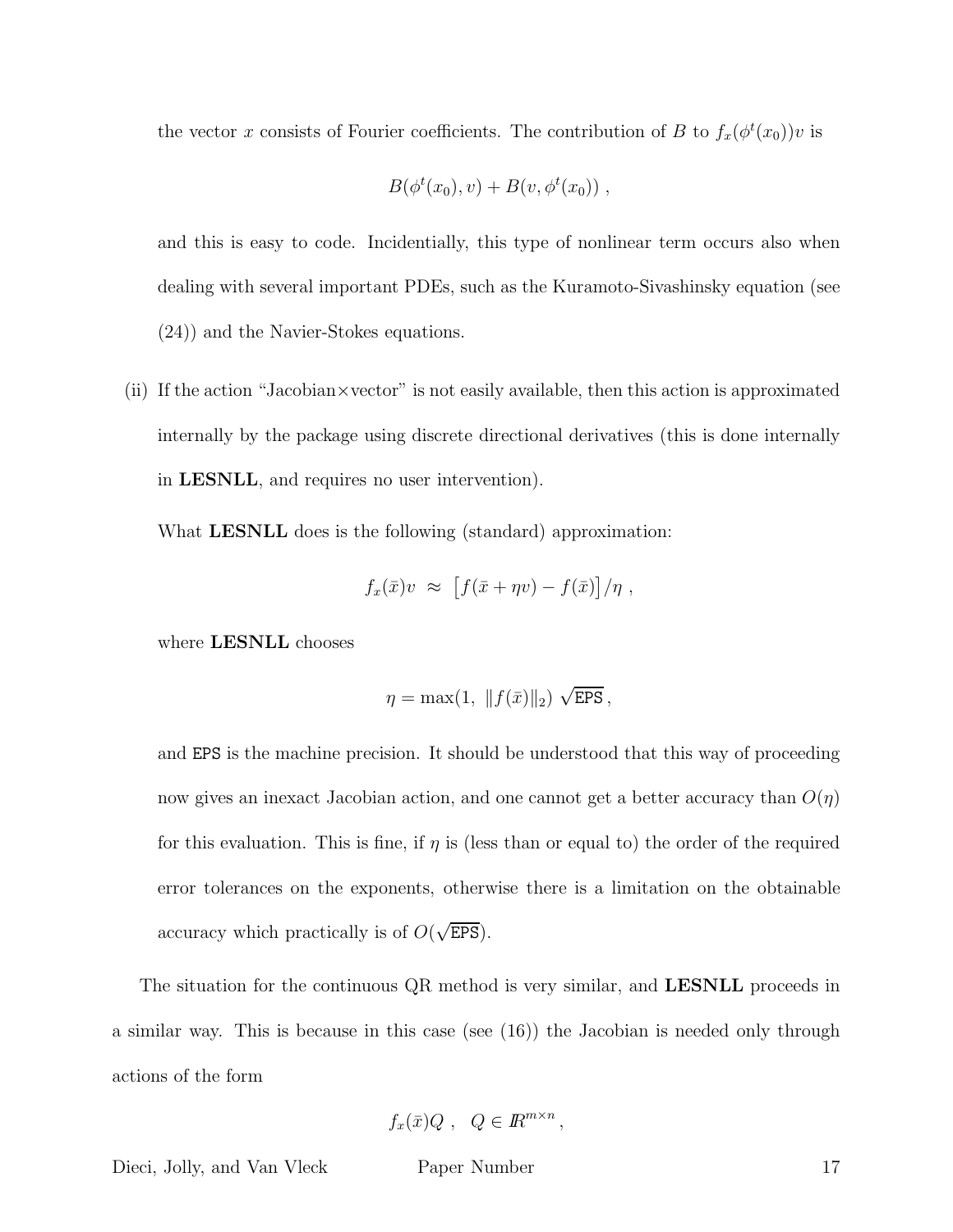the vector $x$ consists of Fourier coefficients. The contribution of $B$ to $f_x(\phi^t(x_0))v$ is

$$B(\phi^t(x_0), v) + B(v, \phi^t(x_0)) \ ,$$

and this is easy to code. Incidentially, this type of nonlinear term occurs also when dealing with several important PDEs, such as the Kuramoto-Sivashinsky equation (see (24)) and the Navier-Stokes equations.

(ii) If the action "Jacobian×vector" is not easily available, then this action is approximated internally by the package using discrete directional derivatives (this is done internally in **LESNLL**, and requires no user intervention).

What **LESNLL** does is the following (standard) approximation:

$$f_x(\bar{x})v \ \approx \ \big[f(\bar{x} + \eta v) - f(\bar{x})\big]/\eta \ ,$$

where **LESNLL** chooses

$$\eta = \max(1, \ \|f(\bar{x})\|_2) \ \sqrt{\texttt{EPS}} \, ,$$

and `EPS` is the machine precision. It should be understood that this way of proceeding now gives an inexact Jacobian action, and one cannot get a better accuracy than $O(\eta)$ for this evaluation. This is fine, if $\eta$ is (less than or equal to) the order of the required error tolerances on the exponents, otherwise there is a limitation on the obtainable accuracy which practically is of $O(\sqrt{\texttt{EPS}})$.

The situation for the continuous QR method is very similar, and **LESNLL** proceeds in a similar way. This is because in this case (see (16)) the Jacobian is needed only through actions of the form

$$f_x(\bar{x})Q \ , \quad Q \in I\!R^{m\times n} \, ,$$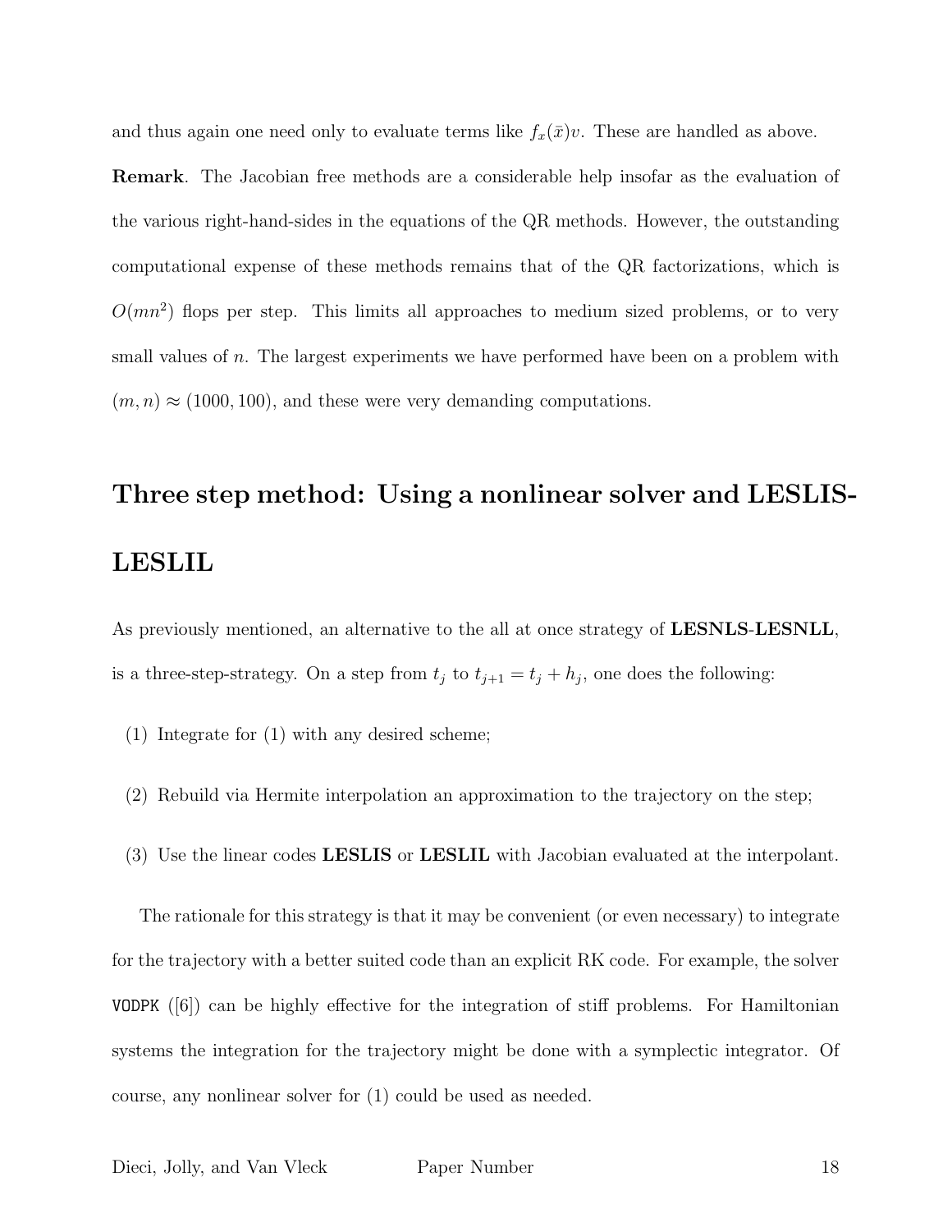and thus again one need only to evaluate terms like $f_x(\bar{x})v$. These are handled as above.

**Remark**. The Jacobian free methods are a considerable help insofar as the evaluation of the various right-hand-sides in the equations of the QR methods. However, the outstanding computational expense of these methods remains that of the QR factorizations, which is $O(mn^2)$ flops per step. This limits all approaches to medium sized problems, or to very small values of $n$. The largest experiments we have performed have been on a problem with $(m, n) \approx (1000, 100)$, and these were very demanding computations.

## Three step method: Using a nonlinear solver and LESLIS-LESLIL

As previously mentioned, an alternative to the all at once strategy of **LESNLS**-**LESNLL**, is a three-step-strategy. On a step from $t_j$ to $t_{j+1} = t_j + h_j$, one does the following:

(1) Integrate for (1) with any desired scheme;

(2) Rebuild via Hermite interpolation an approximation to the trajectory on the step;

(3) Use the linear codes **LESLIS** or **LESLIL** with Jacobian evaluated at the interpolant.

The rationale for this strategy is that it may be convenient (or even necessary) to integrate for the trajectory with a better suited code than an explicit RK code. For example, the solver `VODPK` ([6]) can be highly effective for the integration of stiff problems. For Hamiltonian systems the integration for the trajectory might be done with a symplectic integrator. Of course, any nonlinear solver for (1) could be used as needed.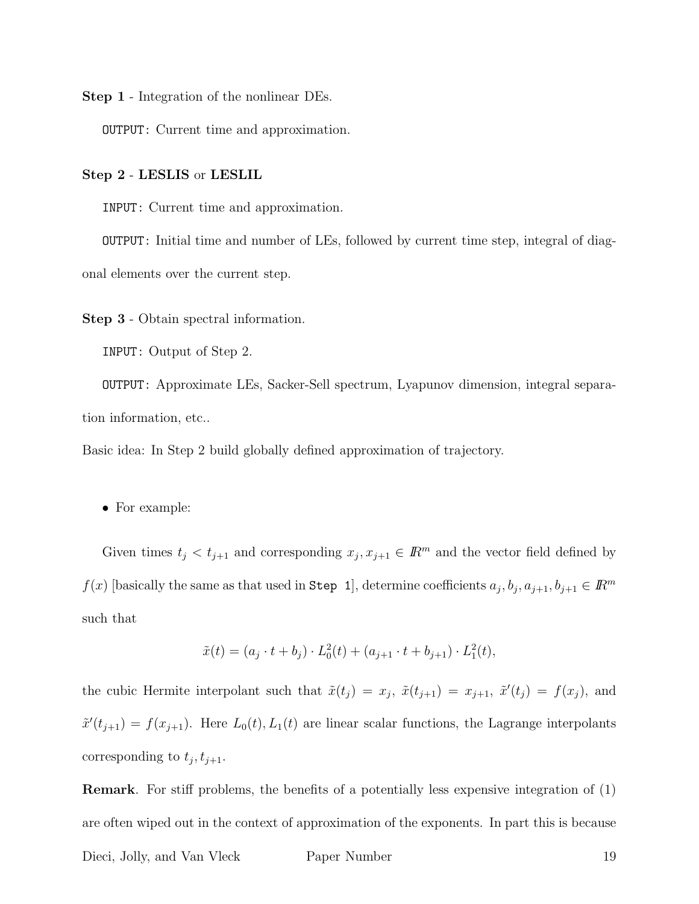**Step 1** - Integration of the nonlinear DEs.

`OUTPUT:` Current time and approximation.

**Step 2** - **LESLIS** or **LESLIL**

`INPUT:` Current time and approximation.

`OUTPUT:` Initial time and number of LEs, followed by current time step, integral of diagonal elements over the current step.

**Step 3** - Obtain spectral information.

`INPUT:` Output of Step 2.

`OUTPUT:` Approximate LEs, Sacker-Sell spectrum, Lyapunov dimension, integral separation information, etc..

Basic idea: In Step 2 build globally defined approximation of trajectory.

- For example:

Given times $t_j < t_{j+1}$ and corresponding $x_j, x_{j+1} \in I\!R^m$ and the vector field defined by $f(x)$ [basically the same as that used in `Step 1`], determine coefficients $a_j, b_j, a_{j+1}, b_{j+1} \in I\!R^m$ such that

$$\tilde{x}(t) = (a_j \cdot t + b_j) \cdot L_0^2(t) + (a_{j+1} \cdot t + b_{j+1}) \cdot L_1^2(t),$$

the cubic Hermite interpolant such that $\tilde{x}(t_j) = x_j$, $\tilde{x}(t_{j+1}) = x_{j+1}$, $\tilde{x}'(t_j) = f(x_j)$, and $\tilde{x}'(t_{j+1}) = f(x_{j+1})$. Here $L_0(t), L_1(t)$ are linear scalar functions, the Lagrange interpolants corresponding to $t_j, t_{j+1}$.

**Remark**. For stiff problems, the benefits of a potentially less expensive integration of (1) are often wiped out in the context of approximation of the exponents. In part this is because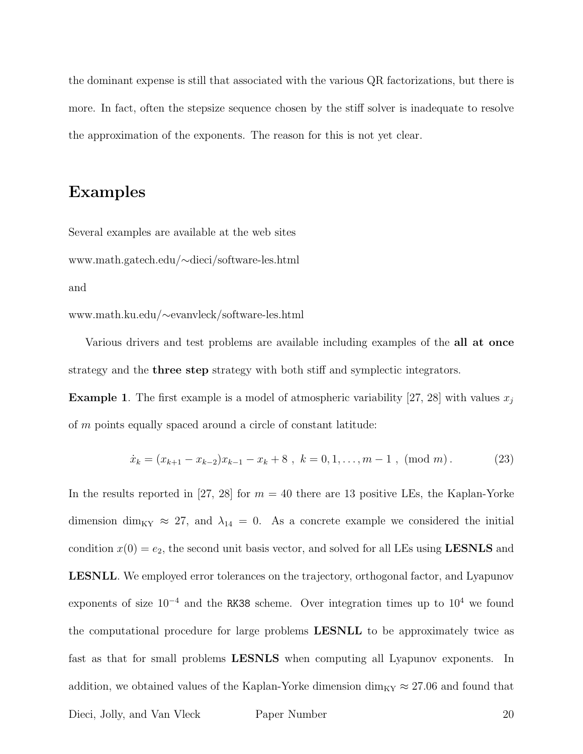the dominant expense is still that associated with the various QR factorizations, but there is more. In fact, often the stepsize sequence chosen by the stiff solver is inadequate to resolve the approximation of the exponents. The reason for this is not yet clear.

## Examples

Several examples are available at the web sites

www.math.gatech.edu/∼dieci/software-les.html

and

www.math.ku.edu/∼evanvleck/software-les.html

Various drivers and test problems are available including examples of the **all at once** strategy and the **three step** strategy with both stiff and symplectic integrators.

**Example 1**. The first example is a model of atmospheric variability [27, 28] with values $x_j$ of $m$ points equally spaced around a circle of constant latitude:

$$\dot{x}_k = (x_{k+1} - x_{k-2})x_{k-1} - x_k + 8 \ , \ k = 0, 1, \ldots, m-1 \ , \ (\text{mod } m) \, . \tag{23}$$

In the results reported in [27, 28] for $m = 40$ there are 13 positive LEs, the Kaplan-Yorke dimension $\dim_{\mathrm{KY}} \approx 27$, and $\lambda_{14} = 0$. As a concrete example we considered the initial condition $x(0) = e_2$, the second unit basis vector, and solved for all LEs using **LESNLS** and **LESNLL**. We employed error tolerances on the trajectory, orthogonal factor, and Lyapunov exponents of size $10^{-4}$ and the `RK38` scheme. Over integration times up to $10^4$ we found the computational procedure for large problems **LESNLL** to be approximately twice as fast as that for small problems **LESNLS** when computing all Lyapunov exponents. In addition, we obtained values of the Kaplan-Yorke dimension $\dim_{\mathrm{KY}} \approx 27.06$ and found that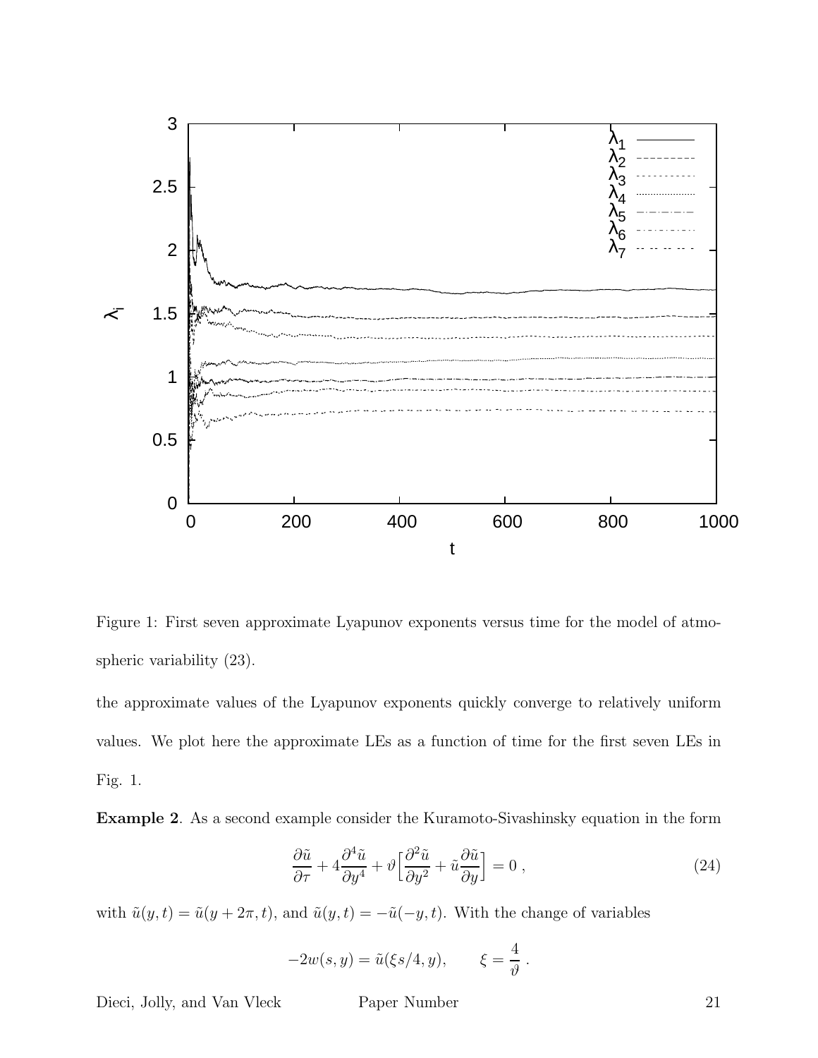Figure 1: First seven approximate Lyapunov exponents versus time for the model of atmospheric variability (23).

the approximate values of the Lyapunov exponents quickly converge to relatively uniform values. We plot here the approximate LEs as a function of time for the first seven LEs in Fig. 1.

**Example 2**. As a second example consider the Kuramoto-Sivashinsky equation in the form

$$\frac{\partial \tilde{u}}{\partial \tau} + 4\frac{\partial^4 \tilde{u}}{\partial y^4} + \vartheta\Big[\frac{\partial^2 \tilde{u}}{\partial y^2} + \tilde{u}\frac{\partial \tilde{u}}{\partial y}\Big] = 0 \,, \tag{24}$$

with $\tilde{u}(y,t) = \tilde{u}(y + 2\pi, t)$, and $\tilde{u}(y,t) = -\tilde{u}(-y,t)$. With the change of variables

$$-2w(s,y) = \tilde{u}(\xi s/4, y), \qquad \xi = \frac{4}{\vartheta} \,.$$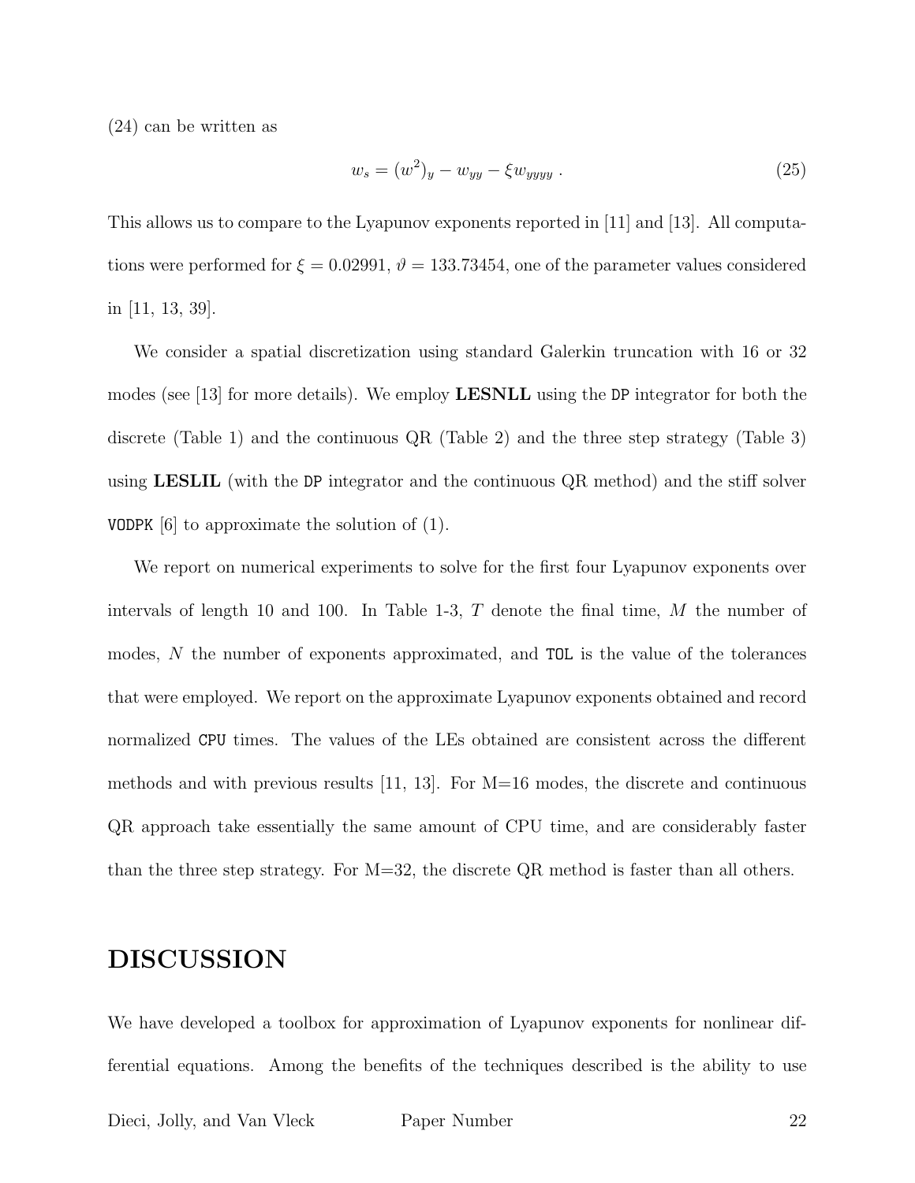(24) can be written as

$$w_s = (w^2)_y - w_{yy} - \xi w_{yyyy} \,. \tag{25}$$

This allows us to compare to the Lyapunov exponents reported in [11] and [13]. All computations were performed for $\xi = 0.02991$, $\vartheta = 133.73454$, one of the parameter values considered in [11, 13, 39].

We consider a spatial discretization using standard Galerkin truncation with 16 or 32 modes (see [13] for more details). We employ **LESNLL** using the `DP` integrator for both the discrete (Table 1) and the continuous QR (Table 2) and the three step strategy (Table 3) using **LESLIL** (with the `DP` integrator and the continuous QR method) and the stiff solver `VODPK` [6] to approximate the solution of (1).

We report on numerical experiments to solve for the first four Lyapunov exponents over intervals of length 10 and 100. In Table 1-3, $T$ denote the final time, $M$ the number of modes, $N$ the number of exponents approximated, and `TOL` is the value of the tolerances that were employed. We report on the approximate Lyapunov exponents obtained and record normalized `CPU` times. The values of the LEs obtained are consistent across the different methods and with previous results [11, 13]. For M=16 modes, the discrete and continuous QR approach take essentially the same amount of CPU time, and are considerably faster than the three step strategy. For M=32, the discrete QR method is faster than all others.

## DISCUSSION

We have developed a toolbox for approximation of Lyapunov exponents for nonlinear differential equations. Among the benefits of the techniques described is the ability to use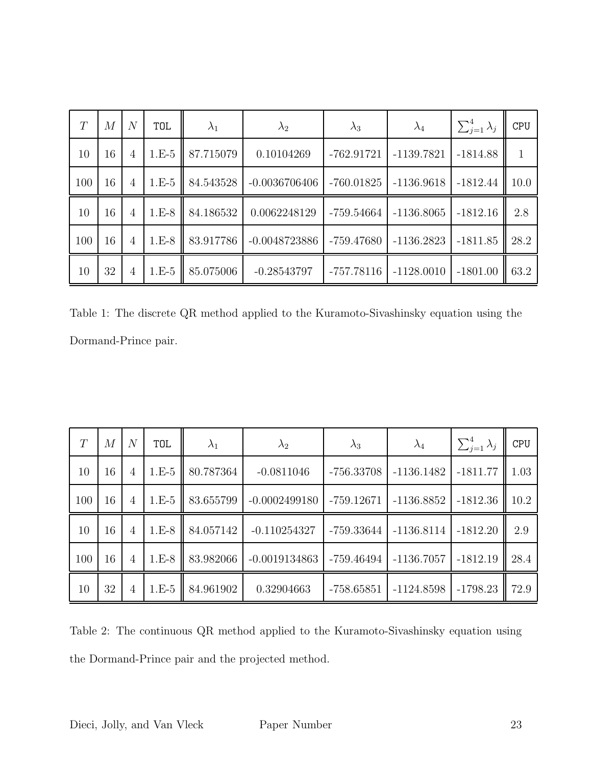| $T$ | $M$ | $N$ | TOL | $\lambda_1$ | $\lambda_2$ | $\lambda_3$ | $\lambda_4$ | $\sum_{j=1}^4 \lambda_j$ | CPU |
|---|---|---|---|---|---|---|---|---|---|
| 10 | 16 | 4 | 1.E-5 | 87.715079 | 0.10104269 | -762.91721 | -1139.7821 | -1814.88 | 1 |
| 100 | 16 | 4 | 1.E-5 | 84.543528 | -0.0036706406 | -760.01825 | -1136.9618 | -1812.44 | 10.0 |
| 10 | 16 | 4 | 1.E-8 | 84.186532 | 0.0062248129 | -759.54664 | -1136.8065 | -1812.16 | 2.8 |
| 100 | 16 | 4 | 1.E-8 | 83.917786 | -0.0048723886 | -759.47680 | -1136.2823 | -1811.85 | 28.2 |
| 10 | 32 | 4 | 1.E-5 | 85.075006 | -0.28543797 | -757.78116 | -1128.0010 | -1801.00 | 63.2 |

Table 1: The discrete QR method applied to the Kuramoto-Sivashinsky equation using the Dormand-Prince pair.

| $T$ | $M$ | $N$ | TOL | $\lambda_1$ | $\lambda_2$ | $\lambda_3$ | $\lambda_4$ | $\sum_{j=1}^4 \lambda_j$ | CPU |
|---|---|---|---|---|---|---|---|---|---|
| 10 | 16 | 4 | 1.E-5 | 80.787364 | -0.0811046 | -756.33708 | -1136.1482 | -1811.77 | 1.03 |
| 100 | 16 | 4 | 1.E-5 | 83.655799 | -0.0002499180 | -759.12671 | -1136.8852 | -1812.36 | 10.2 |
| 10 | 16 | 4 | 1.E-8 | 84.057142 | -0.110254327 | -759.33644 | -1136.8114 | -1812.20 | 2.9 |
| 100 | 16 | 4 | 1.E-8 | 83.982066 | -0.0019134863 | -759.46494 | -1136.7057 | -1812.19 | 28.4 |
| 10 | 32 | 4 | 1.E-5 | 84.961902 | 0.32904663 | -758.65851 | -1124.8598 | -1798.23 | 72.9 |

Table 2: The continuous QR method applied to the Kuramoto-Sivashinsky equation using the Dormand-Prince pair and the projected method.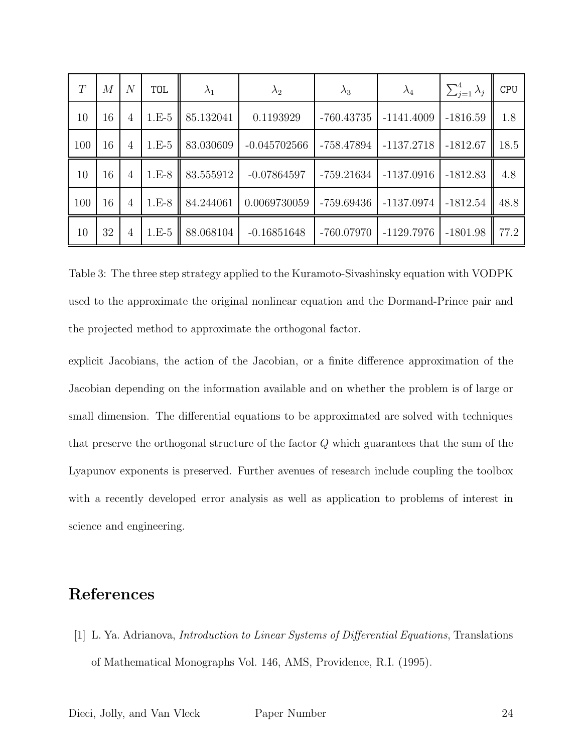| $T$ | $M$ | $N$ | TOL | $\lambda_1$ | $\lambda_2$ | $\lambda_3$ | $\lambda_4$ | $\sum_{j=1}^{4} \lambda_j$ | CPU |
|---|---|---|---|---|---|---|---|---|---|
| 10 | 16 | 4 | 1.E-5 | 85.132041 | 0.1193929 | -760.43735 | -1141.4009 | -1816.59 | 1.8 |
| 100 | 16 | 4 | 1.E-5 | 83.030609 | -0.045702566 | -758.47894 | -1137.2718 | -1812.67 | 18.5 |
| 10 | 16 | 4 | 1.E-8 | 83.555912 | -0.07864597 | -759.21634 | -1137.0916 | -1812.83 | 4.8 |
| 100 | 16 | 4 | 1.E-8 | 84.244061 | 0.0069730059 | -759.69436 | -1137.0974 | -1812.54 | 48.8 |
| 10 | 32 | 4 | 1.E-5 | 88.068104 | -0.16851648 | -760.07970 | -1129.7976 | -1801.98 | 77.2 |

Table 3: The three step strategy applied to the Kuramoto-Sivashinsky equation with VODPK used to the approximate the original nonlinear equation and the Dormand-Prince pair and the projected method to approximate the orthogonal factor.

explicit Jacobians, the action of the Jacobian, or a finite difference approximation of the Jacobian depending on the information available and on whether the problem is of large or small dimension. The differential equations to be approximated are solved with techniques that preserve the orthogonal structure of the factor $Q$ which guarantees that the sum of the Lyapunov exponents is preserved. Further avenues of research include coupling the toolbox with a recently developed error analysis as well as application to problems of interest in science and engineering.

## References

[1] L. Ya. Adrianova, *Introduction to Linear Systems of Differential Equations*, Translations of Mathematical Monographs Vol. 146, AMS, Providence, R.I. (1995).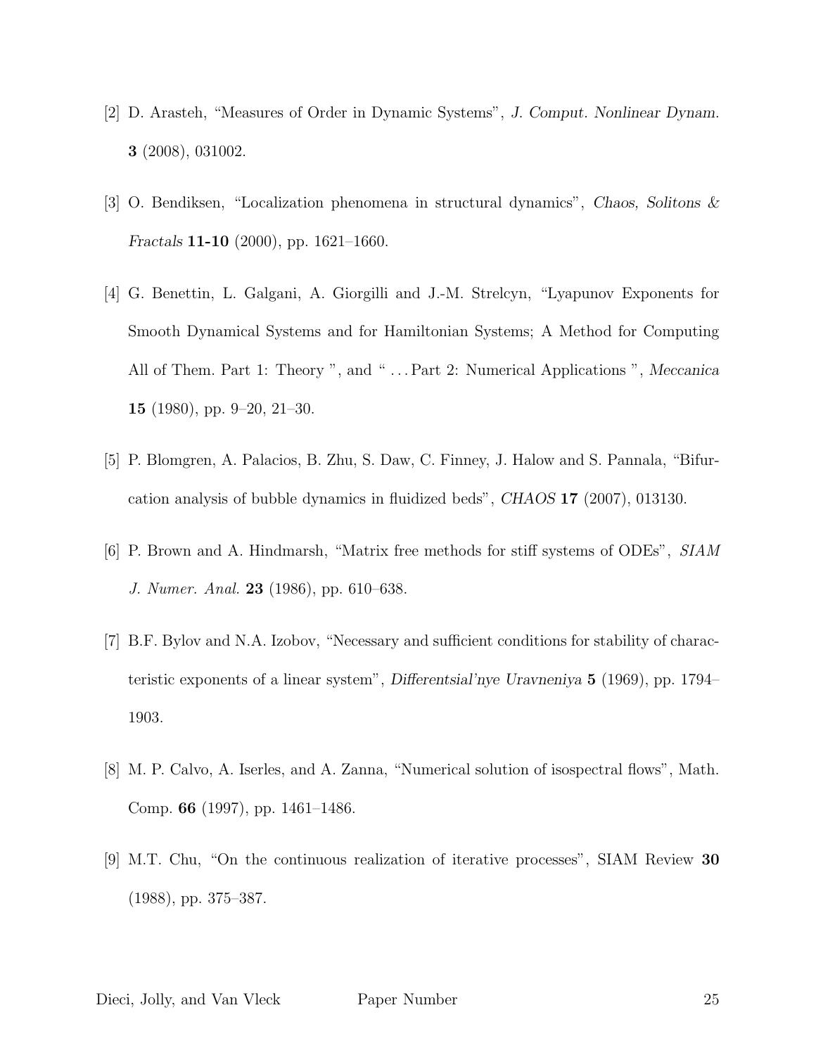[2] D. Arasteh, “Measures of Order in Dynamic Systems”, *J. Comput. Nonlinear Dynam.* **3** (2008), 031002.

[3] O. Bendiksen, “Localization phenomena in structural dynamics”, *Chaos, Solitons & Fractals* **11-10** (2000), pp. 1621–1660.

[4] G. Benettin, L. Galgani, A. Giorgilli and J.-M. Strelcyn, “Lyapunov Exponents for Smooth Dynamical Systems and for Hamiltonian Systems; A Method for Computing All of Them. Part 1: Theory ”, and “ . . . Part 2: Numerical Applications ”, *Meccanica* **15** (1980), pp. 9–20, 21–30.

[5] P. Blomgren, A. Palacios, B. Zhu, S. Daw, C. Finney, J. Halow and S. Pannala, “Bifurcation analysis of bubble dynamics in fluidized beds”, *CHAOS* **17** (2007), 013130.

[6] P. Brown and A. Hindmarsh, “Matrix free methods for stiff systems of ODEs”, *SIAM J. Numer. Anal.* **23** (1986), pp. 610–638.

[7] B.F. Bylov and N.A. Izobov, “Necessary and sufficient conditions for stability of characteristic exponents of a linear system”, *Differentsial'nye Uravneniya* **5** (1969), pp. 1794–1903.

[8] M. P. Calvo, A. Iserles, and A. Zanna, “Numerical solution of isospectral flows”, Math. Comp. **66** (1997), pp. 1461–1486.

[9] M.T. Chu, “On the continuous realization of iterative processes”, SIAM Review **30** (1988), pp. 375–387.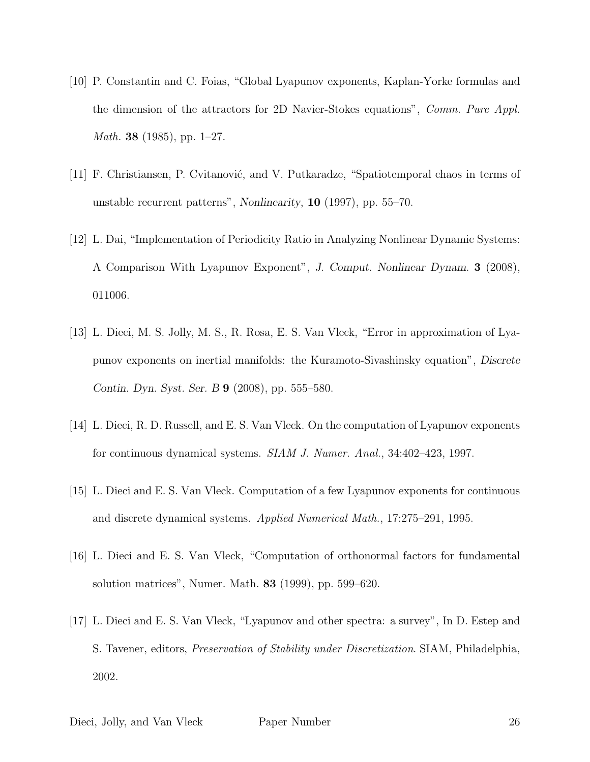[10] P. Constantin and C. Foias, "Global Lyapunov exponents, Kaplan-Yorke formulas and the dimension of the attractors for 2D Navier-Stokes equations", *Comm. Pure Appl. Math.* **38** (1985), pp. 1–27.

[11] F. Christiansen, P. Cvitanović, and V. Putkaradze, "Spatiotemporal chaos in terms of unstable recurrent patterns", *Nonlinearity*, **10** (1997), pp. 55–70.

[12] L. Dai, "Implementation of Periodicity Ratio in Analyzing Nonlinear Dynamic Systems: A Comparison With Lyapunov Exponent", *J. Comput. Nonlinear Dynam.* **3** (2008), 011006.

[13] L. Dieci, M. S. Jolly, M. S., R. Rosa, E. S. Van Vleck, "Error in approximation of Lyapunov exponents on inertial manifolds: the Kuramoto-Sivashinsky equation", *Discrete Contin. Dyn. Syst. Ser. B* **9** (2008), pp. 555–580.

[14] L. Dieci, R. D. Russell, and E. S. Van Vleck. On the computation of Lyapunov exponents for continuous dynamical systems. *SIAM J. Numer. Anal.*, 34:402–423, 1997.

[15] L. Dieci and E. S. Van Vleck. Computation of a few Lyapunov exponents for continuous and discrete dynamical systems. *Applied Numerical Math.*, 17:275–291, 1995.

[16] L. Dieci and E. S. Van Vleck, "Computation of orthonormal factors for fundamental solution matrices", Numer. Math. **83** (1999), pp. 599–620.

[17] L. Dieci and E. S. Van Vleck, "Lyapunov and other spectra: a survey", In D. Estep and S. Tavener, editors, *Preservation of Stability under Discretization*. SIAM, Philadelphia, 2002.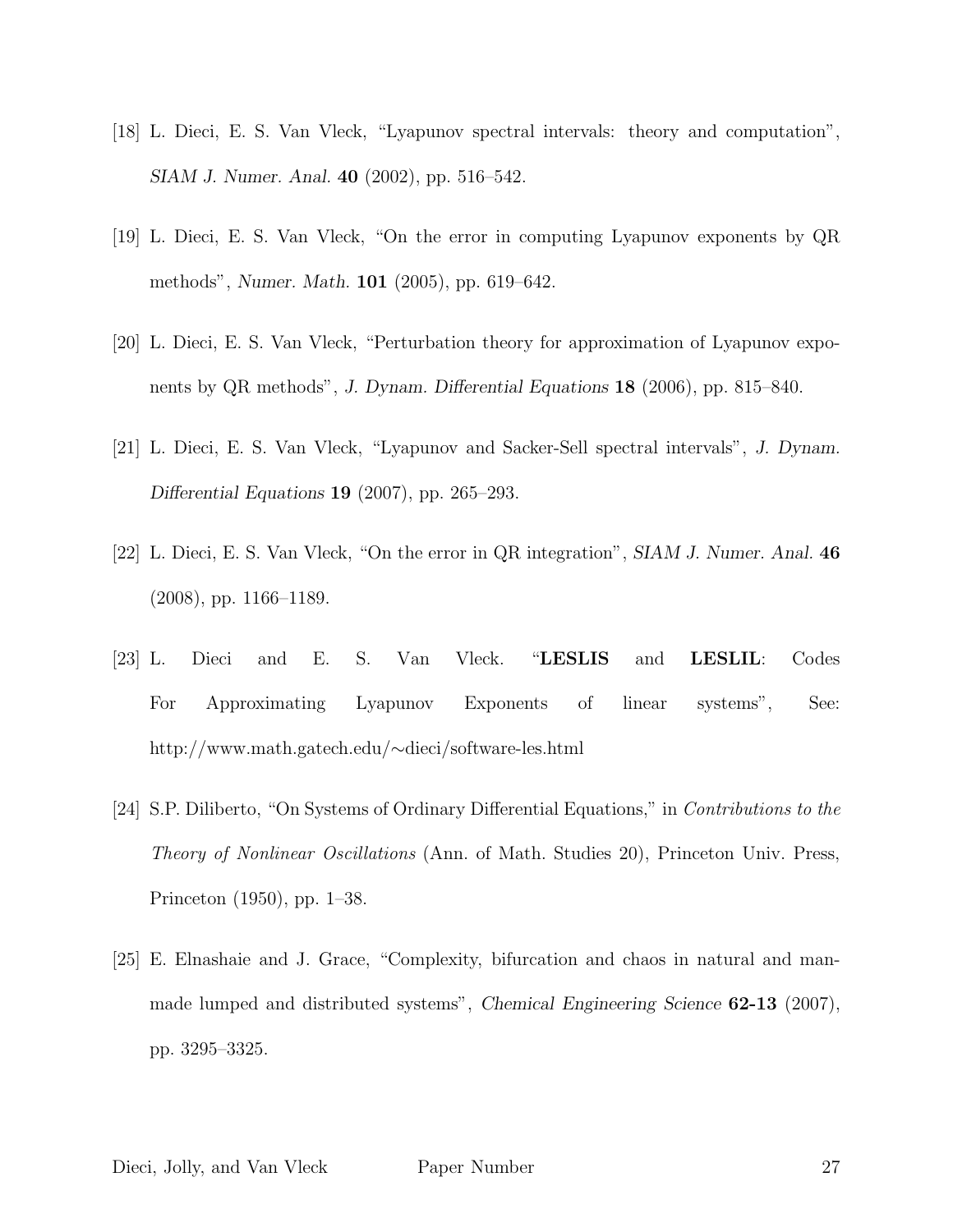[18] L. Dieci, E. S. Van Vleck, "Lyapunov spectral intervals: theory and computation", *SIAM J. Numer. Anal.* **40** (2002), pp. 516–542.

[19] L. Dieci, E. S. Van Vleck, "On the error in computing Lyapunov exponents by QR methods", *Numer. Math.* **101** (2005), pp. 619–642.

[20] L. Dieci, E. S. Van Vleck, "Perturbation theory for approximation of Lyapunov exponents by QR methods", *J. Dynam. Differential Equations* **18** (2006), pp. 815–840.

[21] L. Dieci, E. S. Van Vleck, "Lyapunov and Sacker-Sell spectral intervals", *J. Dynam. Differential Equations* **19** (2007), pp. 265–293.

[22] L. Dieci, E. S. Van Vleck, "On the error in QR integration", *SIAM J. Numer. Anal.* **46** (2008), pp. 1166–1189.

[23] L. Dieci and E. S. Van Vleck. "**LESLIS** and **LESLIL**: Codes For Approximating Lyapunov Exponents of linear systems", See: http://www.math.gatech.edu/∼dieci/software-les.html

[24] S.P. Diliberto, "On Systems of Ordinary Differential Equations," in *Contributions to the Theory of Nonlinear Oscillations* (Ann. of Math. Studies 20), Princeton Univ. Press, Princeton (1950), pp. 1–38.

[25] E. Elnashaie and J. Grace, "Complexity, bifurcation and chaos in natural and man-made lumped and distributed systems", *Chemical Engineering Science* **62-13** (2007), pp. 3295–3325.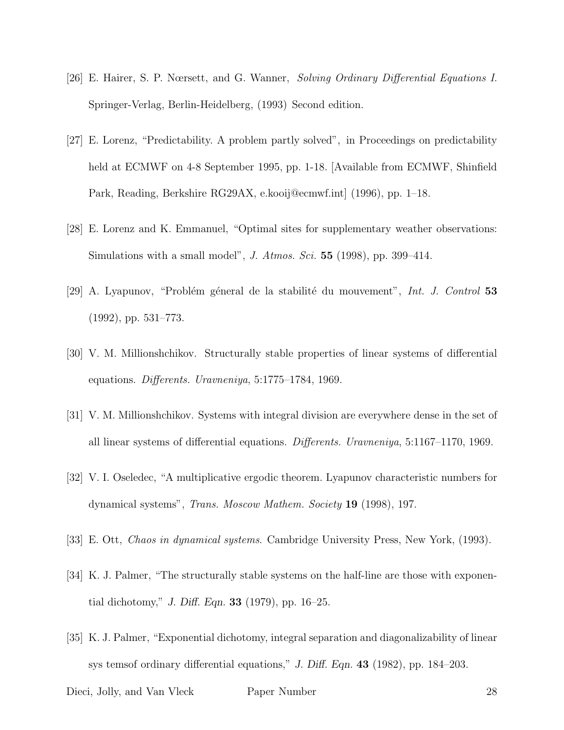[26] E. Hairer, S. P. Nœrsett, and G. Wanner, *Solving Ordinary Differential Equations I.* Springer-Verlag, Berlin-Heidelberg, (1993) Second edition.

[27] E. Lorenz, "Predictability. A problem partly solved", in Proceedings on predictability held at ECMWF on 4-8 September 1995, pp. 1-18. [Available from ECMWF, Shinfield Park, Reading, Berkshire RG29AX, e.kooij@ecmwf.int] (1996), pp. 1–18.

[28] E. Lorenz and K. Emmanuel, "Optimal sites for supplementary weather observations: Simulations with a small model", *J. Atmos. Sci.* **55** (1998), pp. 399–414.

[29] A. Lyapunov, "Problém géneral de la stabilité du mouvement", *Int. J. Control* **53** (1992), pp. 531–773.

[30] V. M. Millionshchikov. Structurally stable properties of linear systems of differential equations. *Differents. Uravneniya*, 5:1775–1784, 1969.

[31] V. M. Millionshchikov. Systems with integral division are everywhere dense in the set of all linear systems of differential equations. *Differents. Uravneniya*, 5:1167–1170, 1969.

[32] V. I. Oseledec, "A multiplicative ergodic theorem. Lyapunov characteristic numbers for dynamical systems", *Trans. Moscow Mathem. Society* **19** (1998), 197.

[33] E. Ott, *Chaos in dynamical systems*. Cambridge University Press, New York, (1993).

[34] K. J. Palmer, "The structurally stable systems on the half-line are those with exponential dichotomy," *J. Diff. Eqn.* **33** (1979), pp. 16–25.

[35] K. J. Palmer, "Exponential dichotomy, integral separation and diagonalizability of linear sys temsof ordinary differential equations," *J. Diff. Eqn.* **43** (1982), pp. 184–203.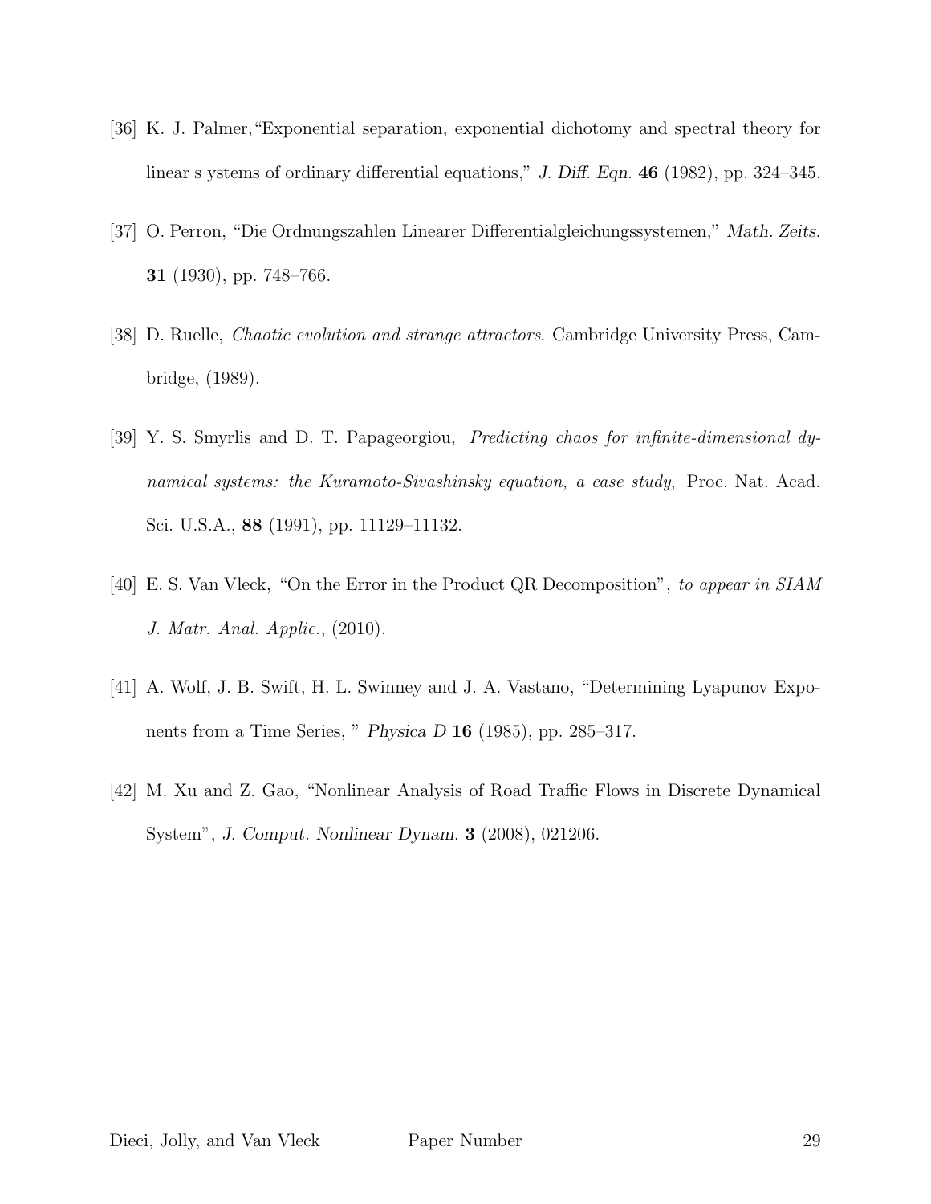[36] K. J. Palmer,"Exponential separation, exponential dichotomy and spectral theory for linear s ystems of ordinary differential equations," *J. Diff. Eqn.* **46** (1982), pp. 324–345.

[37] O. Perron, "Die Ordnungszahlen Linearer Differentialgleichungssystemen," *Math. Zeits.* **31** (1930), pp. 748–766.

[38] D. Ruelle, *Chaotic evolution and strange attractors*. Cambridge University Press, Cambridge, (1989).

[39] Y. S. Smyrlis and D. T. Papageorgiou, *Predicting chaos for infinite-dimensional dynamical systems: the Kuramoto-Sivashinsky equation, a case study*, Proc. Nat. Acad. Sci. U.S.A., **88** (1991), pp. 11129–11132.

[40] E. S. Van Vleck, "On the Error in the Product QR Decomposition", *to appear in SIAM J. Matr. Anal. Applic.*, (2010).

[41] A. Wolf, J. B. Swift, H. L. Swinney and J. A. Vastano, "Determining Lyapunov Exponents from a Time Series, " *Physica D* **16** (1985), pp. 285–317.

[42] M. Xu and Z. Gao, "Nonlinear Analysis of Road Traffic Flows in Discrete Dynamical System", *J. Comput. Nonlinear Dynam.* **3** (2008), 021206.